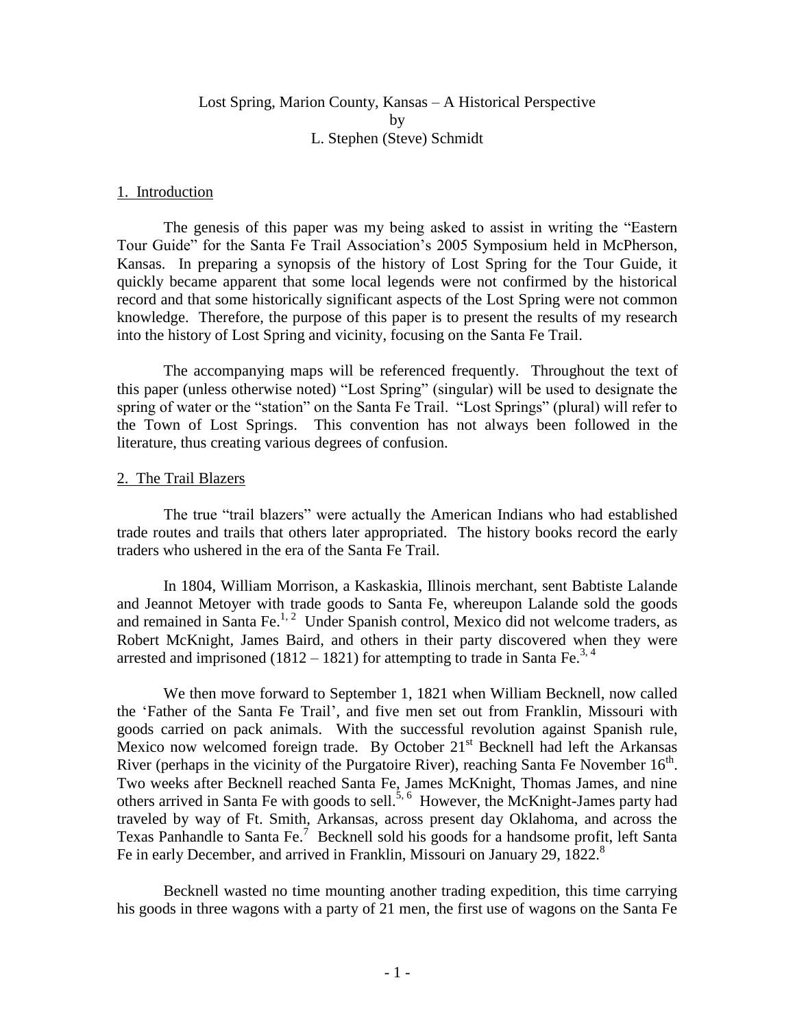# Lost Spring, Marion County, Kansas – A Historical Perspective

by

L. Stephen (Steve) Schmidt

## 1. Introduction

The genesis of this paper was my being asked to assist in writing the "Eastern Tour Guide" for the Santa Fe Trail Association's 2005 Symposium held in McPherson, Kansas. In preparing a synopsis of the history of Lost Spring for the Tour Guide, it quickly became apparent that some local legends were not confirmed by the historical record and that some historically significant aspects of the Lost Spring were not common knowledge. Therefore, the purpose of this paper is to present the results of my research into the history of Lost Spring and vicinity, focusing on the Santa Fe Trail.

The accompanying maps will be referenced frequently. Throughout the text of this paper (unless otherwise noted) "Lost Spring" (singular) will be used to designate the spring of water or the "station" on the Santa Fe Trail. "Lost Springs" (plural) will refer to the Town of Lost Springs. This convention has not always been followed in the literature, thus creating various degrees of confusion.

## 2. The Trail Blazers

The true "trail blazers" were actually the American Indians who had established trade routes and trails that others later appropriated. The history books record the early traders who ushered in the era of the Santa Fe Trail.

In 1804, William Morrison, a Kaskaskia, Illinois merchant, sent Babtiste Lalande and Jeannot Metoyer with trade goods to Santa Fe, whereupon Lalande sold the goods and remained in Santa Fe.[1, 2] Under Spanish control, Mexico did not welcome traders, as Robert McKnight, James Baird, and others in their party discovered when they were arrested and imprisoned (1812 – 1821) for attempting to trade in Santa Fe.[3, 4]

We then move forward to September 1, 1821 when William Becknell, now called the 'Father of the Santa Fe Trail', and five men set out from Franklin, Missouri with goods carried on pack animals. With the successful revolution against Spanish rule, Mexico now welcomed foreign trade. By October 21st Becknell had left the Arkansas River (perhaps in the vicinity of the Purgatoire River), reaching Santa Fe November 16th. Two weeks after Becknell reached Santa Fe, James McKnight, Thomas James, and nine others arrived in Santa Fe with goods to sell.[5, 6] However, the McKnight-James party had traveled by way of Ft. Smith, Arkansas, across present day Oklahoma, and across the Texas Panhandle to Santa Fe.[7] Becknell sold his goods for a handsome profit, left Santa Fe in early December, and arrived in Franklin, Missouri on January 29, 1822.[8]

Becknell wasted no time mounting another trading expedition, this time carrying his goods in three wagons with a party of 21 men, the first use of wagons on the Santa Fe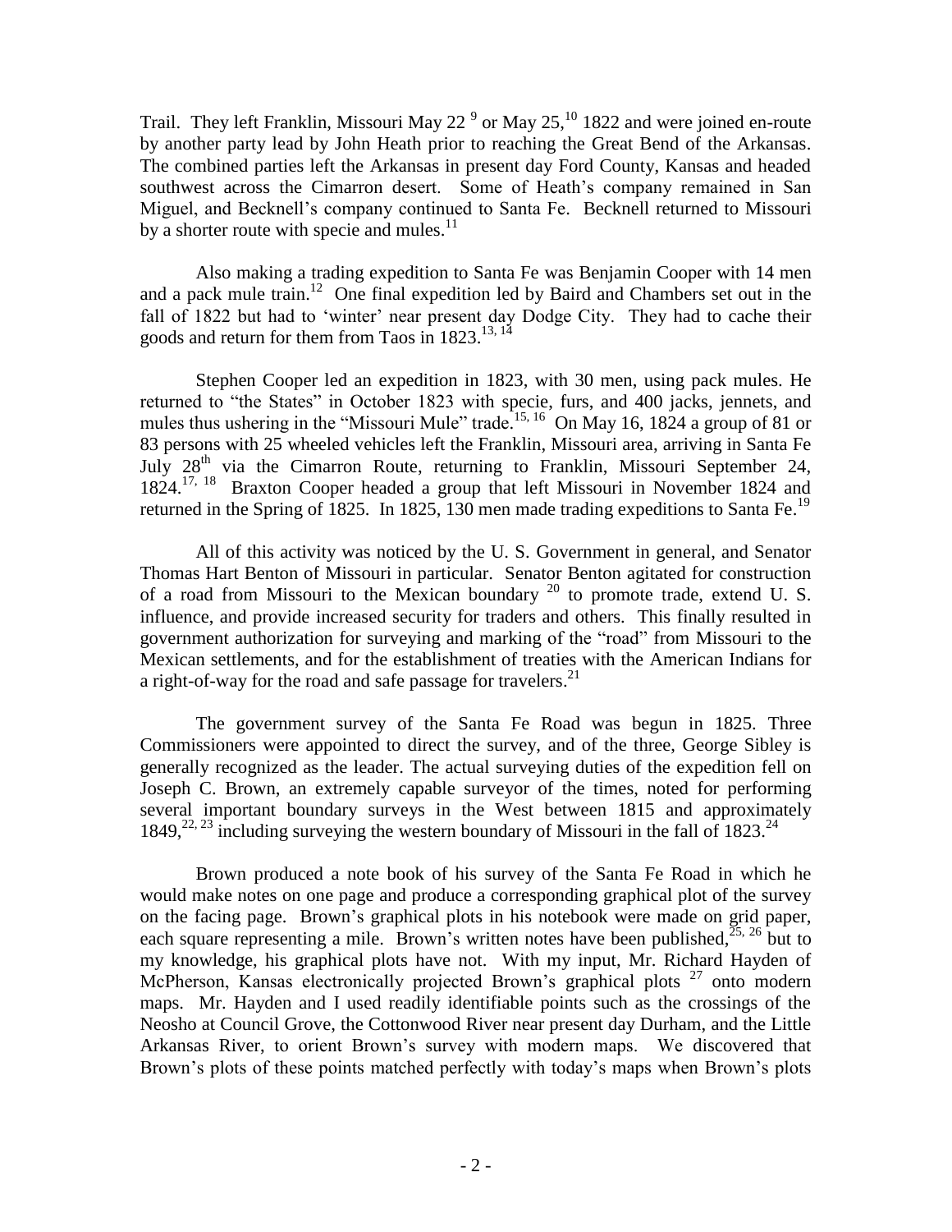Trail. They left Franklin, Missouri May 22 [9] or May 25,[10] 1822 and were joined en-route by another party lead by John Heath prior to reaching the Great Bend of the Arkansas. The combined parties left the Arkansas in present day Ford County, Kansas and headed southwest across the Cimarron desert. Some of Heath's company remained in San Miguel, and Becknell's company continued to Santa Fe. Becknell returned to Missouri by a shorter route with specie and mules.[11]

Also making a trading expedition to Santa Fe was Benjamin Cooper with 14 men and a pack mule train.[12] One final expedition led by Baird and Chambers set out in the fall of 1822 but had to 'winter' near present day Dodge City. They had to cache their goods and return for them from Taos in 1823.[13, 14]

Stephen Cooper led an expedition in 1823, with 30 men, using pack mules. He returned to "the States" in October 1823 with specie, furs, and 400 jacks, jennets, and mules thus ushering in the "Missouri Mule" trade.[15, 16] On May 16, 1824 a group of 81 or 83 persons with 25 wheeled vehicles left the Franklin, Missouri area, arriving in Santa Fe July 28th via the Cimarron Route, returning to Franklin, Missouri September 24, 1824.[17, 18] Braxton Cooper headed a group that left Missouri in November 1824 and returned in the Spring of 1825. In 1825, 130 men made trading expeditions to Santa Fe.[19]

All of this activity was noticed by the U. S. Government in general, and Senator Thomas Hart Benton of Missouri in particular. Senator Benton agitated for construction of a road from Missouri to the Mexican boundary [20] to promote trade, extend U. S. influence, and provide increased security for traders and others. This finally resulted in government authorization for surveying and marking of the "road" from Missouri to the Mexican settlements, and for the establishment of treaties with the American Indians for a right-of-way for the road and safe passage for travelers.[21]

The government survey of the Santa Fe Road was begun in 1825. Three Commissioners were appointed to direct the survey, and of the three, George Sibley is generally recognized as the leader. The actual surveying duties of the expedition fell on Joseph C. Brown, an extremely capable surveyor of the times, noted for performing several important boundary surveys in the West between 1815 and approximately 1849,[22, 23] including surveying the western boundary of Missouri in the fall of 1823.[24]

Brown produced a note book of his survey of the Santa Fe Road in which he would make notes on one page and produce a corresponding graphical plot of the survey on the facing page. Brown's graphical plots in his notebook were made on grid paper, each square representing a mile. Brown's written notes have been published,[25, 26] but to my knowledge, his graphical plots have not. With my input, Mr. Richard Hayden of McPherson, Kansas electronically projected Brown's graphical plots [27] onto modern maps. Mr. Hayden and I used readily identifiable points such as the crossings of the Neosho at Council Grove, the Cottonwood River near present day Durham, and the Little Arkansas River, to orient Brown's survey with modern maps. We discovered that Brown's plots of these points matched perfectly with today's maps when Brown's plots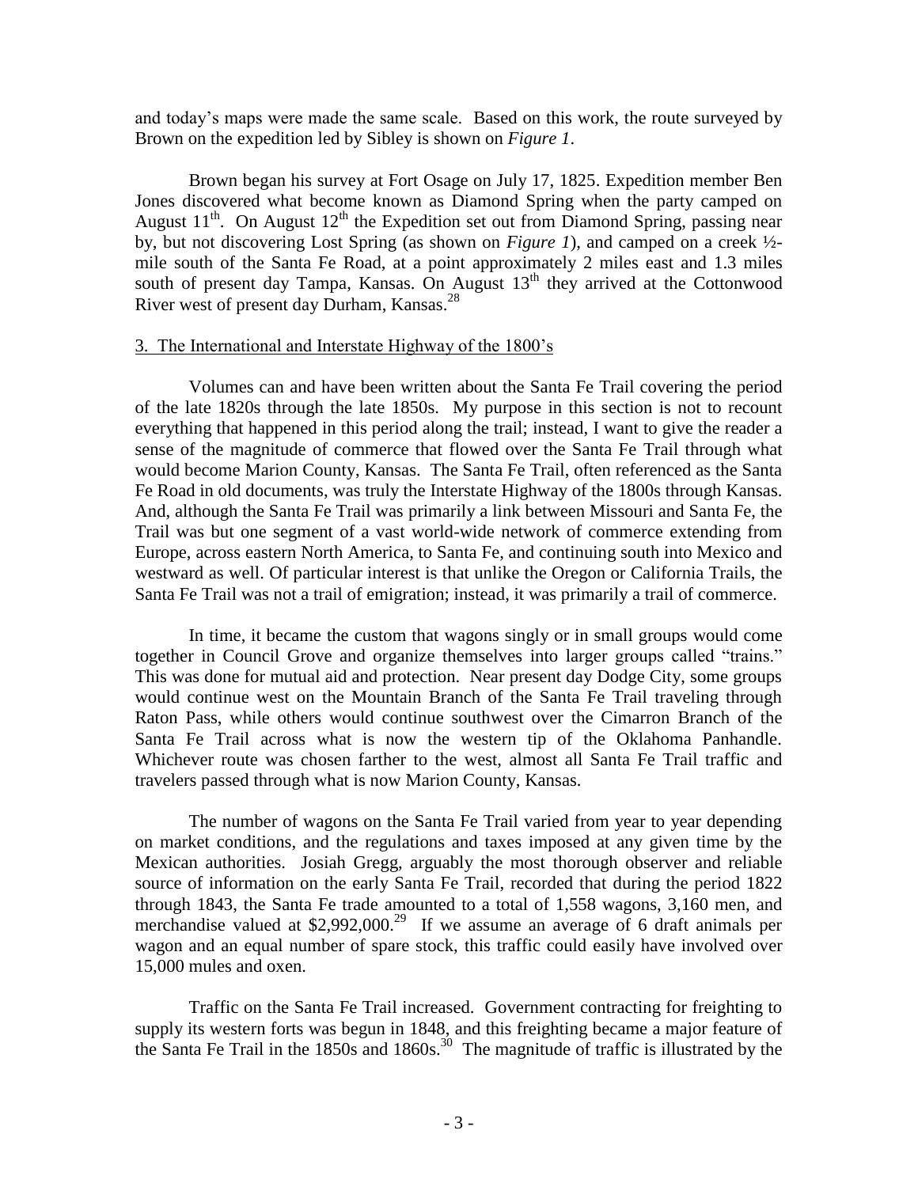and today's maps were made the same scale. Based on this work, the route surveyed by Brown on the expedition led by Sibley is shown on *Figure 1*.

Brown began his survey at Fort Osage on July 17, 1825. Expedition member Ben Jones discovered what become known as Diamond Spring when the party camped on August 11th. On August 12th the Expedition set out from Diamond Spring, passing near by, but not discovering Lost Spring (as shown on *Figure 1*), and camped on a creek ½-mile south of the Santa Fe Road, at a point approximately 2 miles east and 1.3 miles south of present day Tampa, Kansas. On August 13th they arrived at the Cottonwood River west of present day Durham, Kansas.[28]

## 3. The International and Interstate Highway of the 1800's

Volumes can and have been written about the Santa Fe Trail covering the period of the late 1820s through the late 1850s. My purpose in this section is not to recount everything that happened in this period along the trail; instead, I want to give the reader a sense of the magnitude of commerce that flowed over the Santa Fe Trail through what would become Marion County, Kansas. The Santa Fe Trail, often referenced as the Santa Fe Road in old documents, was truly the Interstate Highway of the 1800s through Kansas. And, although the Santa Fe Trail was primarily a link between Missouri and Santa Fe, the Trail was but one segment of a vast world-wide network of commerce extending from Europe, across eastern North America, to Santa Fe, and continuing south into Mexico and westward as well. Of particular interest is that unlike the Oregon or California Trails, the Santa Fe Trail was not a trail of emigration; instead, it was primarily a trail of commerce.

In time, it became the custom that wagons singly or in small groups would come together in Council Grove and organize themselves into larger groups called "trains." This was done for mutual aid and protection. Near present day Dodge City, some groups would continue west on the Mountain Branch of the Santa Fe Trail traveling through Raton Pass, while others would continue southwest over the Cimarron Branch of the Santa Fe Trail across what is now the western tip of the Oklahoma Panhandle. Whichever route was chosen farther to the west, almost all Santa Fe Trail traffic and travelers passed through what is now Marion County, Kansas.

The number of wagons on the Santa Fe Trail varied from year to year depending on market conditions, and the regulations and taxes imposed at any given time by the Mexican authorities. Josiah Gregg, arguably the most thorough observer and reliable source of information on the early Santa Fe Trail, recorded that during the period 1822 through 1843, the Santa Fe trade amounted to a total of 1,558 wagons, 3,160 men, and merchandise valued at $2,992,000.[29] If we assume an average of 6 draft animals per wagon and an equal number of spare stock, this traffic could easily have involved over 15,000 mules and oxen.

Traffic on the Santa Fe Trail increased. Government contracting for freighting to supply its western forts was begun in 1848, and this freighting became a major feature of the Santa Fe Trail in the 1850s and 1860s.[30] The magnitude of traffic is illustrated by the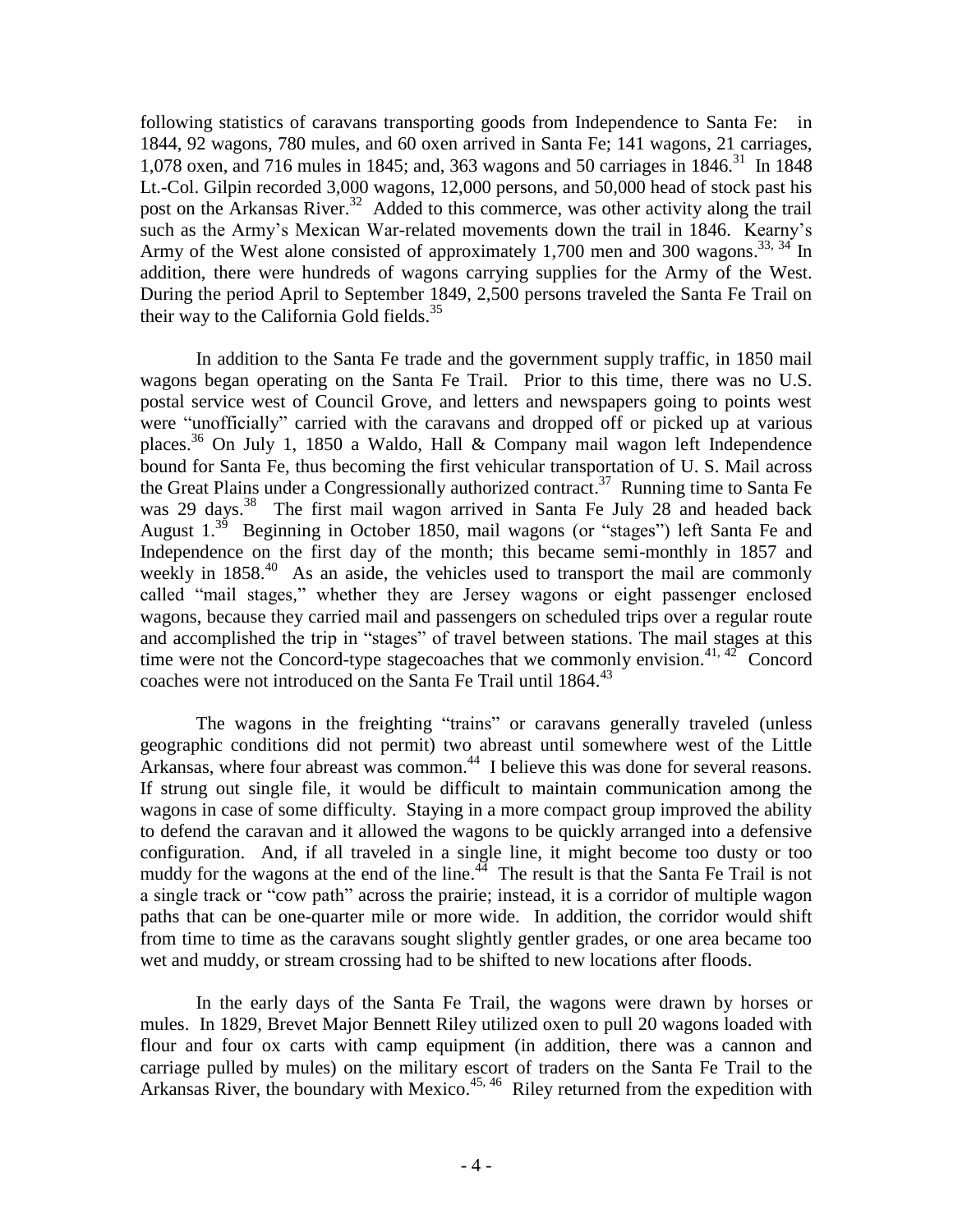following statistics of caravans transporting goods from Independence to Santa Fe: in 1844, 92 wagons, 780 mules, and 60 oxen arrived in Santa Fe; 141 wagons, 21 carriages, 1,078 oxen, and 716 mules in 1845; and, 363 wagons and 50 carriages in 1846.[31] In 1848 Lt.-Col. Gilpin recorded 3,000 wagons, 12,000 persons, and 50,000 head of stock past his post on the Arkansas River.[32] Added to this commerce, was other activity along the trail such as the Army's Mexican War-related movements down the trail in 1846. Kearny's Army of the West alone consisted of approximately 1,700 men and 300 wagons.[33, 34] In addition, there were hundreds of wagons carrying supplies for the Army of the West. During the period April to September 1849, 2,500 persons traveled the Santa Fe Trail on their way to the California Gold fields.[35]

In addition to the Santa Fe trade and the government supply traffic, in 1850 mail wagons began operating on the Santa Fe Trail. Prior to this time, there was no U.S. postal service west of Council Grove, and letters and newspapers going to points west were "unofficially" carried with the caravans and dropped off or picked up at various places.[36] On July 1, 1850 a Waldo, Hall & Company mail wagon left Independence bound for Santa Fe, thus becoming the first vehicular transportation of U. S. Mail across the Great Plains under a Congressionally authorized contract.[37] Running time to Santa Fe was 29 days.[38] The first mail wagon arrived in Santa Fe July 28 and headed back August 1.[39] Beginning in October 1850, mail wagons (or "stages") left Santa Fe and Independence on the first day of the month; this became semi-monthly in 1857 and weekly in 1858.[40] As an aside, the vehicles used to transport the mail are commonly called "mail stages," whether they are Jersey wagons or eight passenger enclosed wagons, because they carried mail and passengers on scheduled trips over a regular route and accomplished the trip in "stages" of travel between stations. The mail stages at this time were not the Concord-type stagecoaches that we commonly envision.[41, 42] Concord coaches were not introduced on the Santa Fe Trail until 1864.[43]

The wagons in the freighting "trains" or caravans generally traveled (unless geographic conditions did not permit) two abreast until somewhere west of the Little Arkansas, where four abreast was common.[44] I believe this was done for several reasons. If strung out single file, it would be difficult to maintain communication among the wagons in case of some difficulty. Staying in a more compact group improved the ability to defend the caravan and it allowed the wagons to be quickly arranged into a defensive configuration. And, if all traveled in a single line, it might become too dusty or too muddy for the wagons at the end of the line.[44] The result is that the Santa Fe Trail is not a single track or "cow path" across the prairie; instead, it is a corridor of multiple wagon paths that can be one-quarter mile or more wide. In addition, the corridor would shift from time to time as the caravans sought slightly gentler grades, or one area became too wet and muddy, or stream crossing had to be shifted to new locations after floods.

In the early days of the Santa Fe Trail, the wagons were drawn by horses or mules. In 1829, Brevet Major Bennett Riley utilized oxen to pull 20 wagons loaded with flour and four ox carts with camp equipment (in addition, there was a cannon and carriage pulled by mules) on the military escort of traders on the Santa Fe Trail to the Arkansas River, the boundary with Mexico.[45, 46] Riley returned from the expedition with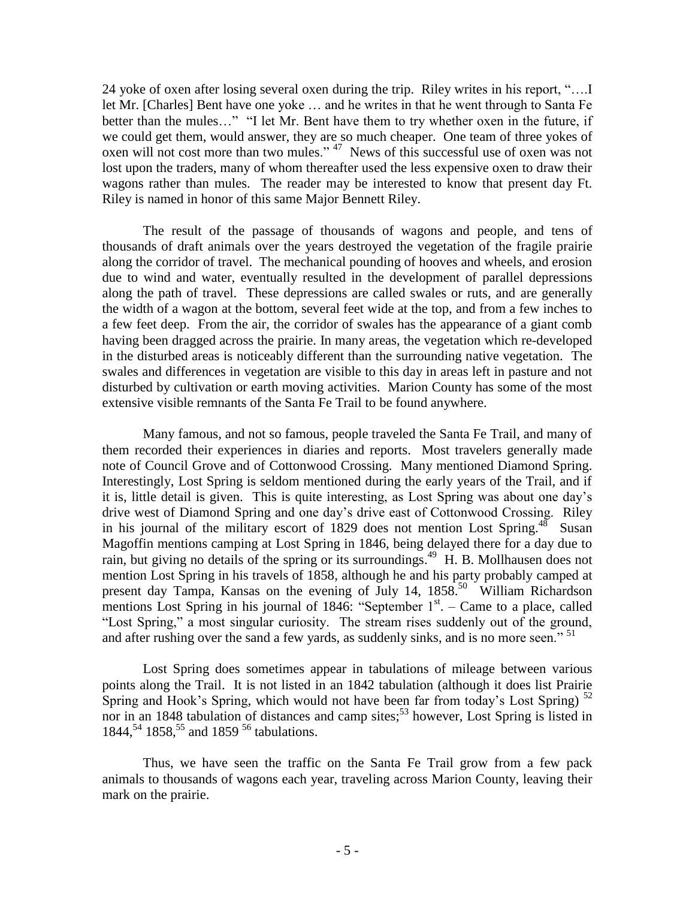24 yoke of oxen after losing several oxen during the trip. Riley writes in his report, "….I let Mr. [Charles] Bent have one yoke … and he writes in that he went through to Santa Fe better than the mules…" "I let Mr. Bent have them to try whether oxen in the future, if we could get them, would answer, they are so much cheaper. One team of three yokes of oxen will not cost more than two mules." [47] News of this successful use of oxen was not lost upon the traders, many of whom thereafter used the less expensive oxen to draw their wagons rather than mules. The reader may be interested to know that present day Ft. Riley is named in honor of this same Major Bennett Riley.

The result of the passage of thousands of wagons and people, and tens of thousands of draft animals over the years destroyed the vegetation of the fragile prairie along the corridor of travel. The mechanical pounding of hooves and wheels, and erosion due to wind and water, eventually resulted in the development of parallel depressions along the path of travel. These depressions are called swales or ruts, and are generally the width of a wagon at the bottom, several feet wide at the top, and from a few inches to a few feet deep. From the air, the corridor of swales has the appearance of a giant comb having been dragged across the prairie. In many areas, the vegetation which re-developed in the disturbed areas is noticeably different than the surrounding native vegetation. The swales and differences in vegetation are visible to this day in areas left in pasture and not disturbed by cultivation or earth moving activities. Marion County has some of the most extensive visible remnants of the Santa Fe Trail to be found anywhere.

Many famous, and not so famous, people traveled the Santa Fe Trail, and many of them recorded their experiences in diaries and reports. Most travelers generally made note of Council Grove and of Cottonwood Crossing. Many mentioned Diamond Spring. Interestingly, Lost Spring is seldom mentioned during the early years of the Trail, and if it is, little detail is given. This is quite interesting, as Lost Spring was about one day's drive west of Diamond Spring and one day's drive east of Cottonwood Crossing. Riley in his journal of the military escort of 1829 does not mention Lost Spring.[48] Susan Magoffin mentions camping at Lost Spring in 1846, being delayed there for a day due to rain, but giving no details of the spring or its surroundings.[49] H. B. Mollhausen does not mention Lost Spring in his travels of 1858, although he and his party probably camped at present day Tampa, Kansas on the evening of July 14, 1858.[50] William Richardson mentions Lost Spring in his journal of 1846: "September 1st. – Came to a place, called "Lost Spring," a most singular curiosity. The stream rises suddenly out of the ground, and after rushing over the sand a few yards, as suddenly sinks, and is no more seen." [51]

Lost Spring does sometimes appear in tabulations of mileage between various points along the Trail. It is not listed in an 1842 tabulation (although it does list Prairie Spring and Hook's Spring, which would not have been far from today's Lost Spring) [52] nor in an 1848 tabulation of distances and camp sites;[53] however, Lost Spring is listed in 1844,[54] 1858,[55] and 1859 [56] tabulations.

Thus, we have seen the traffic on the Santa Fe Trail grow from a few pack animals to thousands of wagons each year, traveling across Marion County, leaving their mark on the prairie.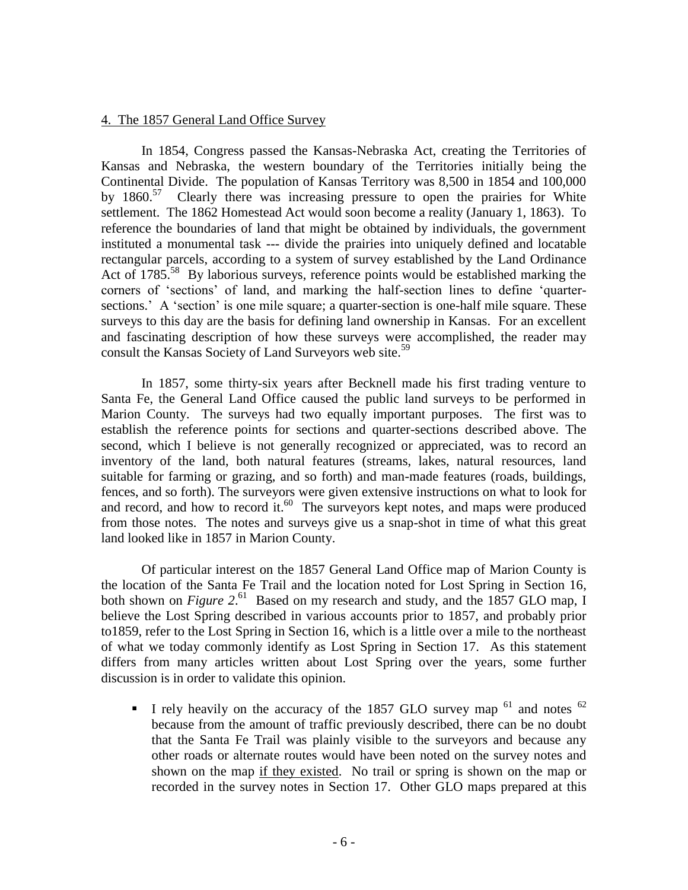## 4. The 1857 General Land Office Survey

In 1854, Congress passed the Kansas-Nebraska Act, creating the Territories of Kansas and Nebraska, the western boundary of the Territories initially being the Continental Divide. The population of Kansas Territory was 8,500 in 1854 and 100,000 by 1860.[57] Clearly there was increasing pressure to open the prairies for White settlement. The 1862 Homestead Act would soon become a reality (January 1, 1863). To reference the boundaries of land that might be obtained by individuals, the government instituted a monumental task --- divide the prairies into uniquely defined and locatable rectangular parcels, according to a system of survey established by the Land Ordinance Act of 1785.[58] By laborious surveys, reference points would be established marking the corners of 'sections' of land, and marking the half-section lines to define 'quarter-sections.' A 'section' is one mile square; a quarter-section is one-half mile square. These surveys to this day are the basis for defining land ownership in Kansas. For an excellent and fascinating description of how these surveys were accomplished, the reader may consult the Kansas Society of Land Surveyors web site.[59]

In 1857, some thirty-six years after Becknell made his first trading venture to Santa Fe, the General Land Office caused the public land surveys to be performed in Marion County. The surveys had two equally important purposes. The first was to establish the reference points for sections and quarter-sections described above. The second, which I believe is not generally recognized or appreciated, was to record an inventory of the land, both natural features (streams, lakes, natural resources, land suitable for farming or grazing, and so forth) and man-made features (roads, buildings, fences, and so forth). The surveyors were given extensive instructions on what to look for and record, and how to record it.[60] The surveyors kept notes, and maps were produced from those notes. The notes and surveys give us a snap-shot in time of what this great land looked like in 1857 in Marion County.

Of particular interest on the 1857 General Land Office map of Marion County is the location of the Santa Fe Trail and the location noted for Lost Spring in Section 16, both shown on *Figure 2*.[61] Based on my research and study, and the 1857 GLO map, I believe the Lost Spring described in various accounts prior to 1857, and probably prior to1859, refer to the Lost Spring in Section 16, which is a little over a mile to the northeast of what we today commonly identify as Lost Spring in Section 17. As this statement differs from many articles written about Lost Spring over the years, some further discussion is in order to validate this opinion.

- I rely heavily on the accuracy of the 1857 GLO survey map [61] and notes [62] because from the amount of traffic previously described, there can be no doubt that the Santa Fe Trail was plainly visible to the surveyors and because any other roads or alternate routes would have been noted on the survey notes and shown on the map <u>if they existed</u>. No trail or spring is shown on the map or recorded in the survey notes in Section 17. Other GLO maps prepared at this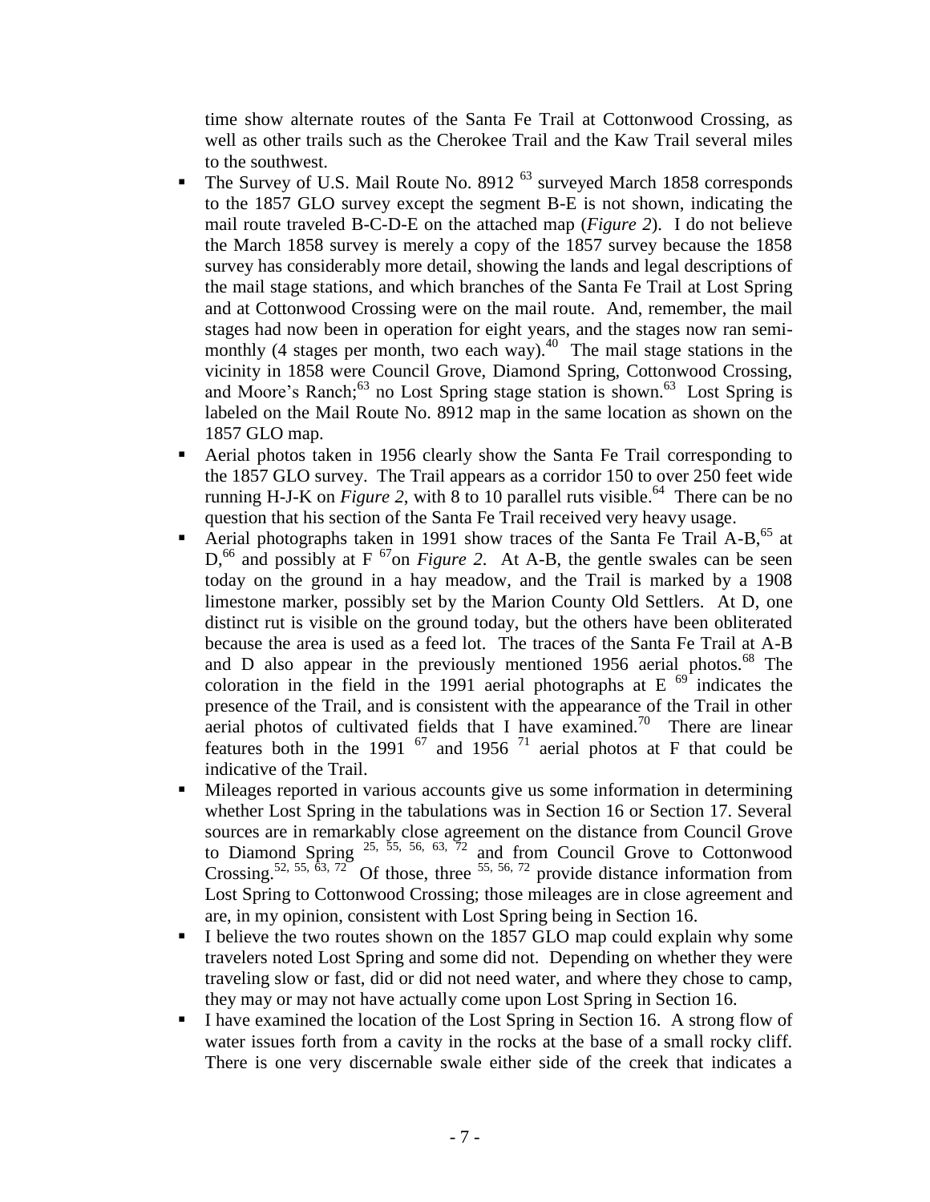time show alternate routes of the Santa Fe Trail at Cottonwood Crossing, as well as other trails such as the Cherokee Trail and the Kaw Trail several miles to the southwest.

- The Survey of U.S. Mail Route No. 8912 [63] surveyed March 1858 corresponds to the 1857 GLO survey except the segment B-E is not shown, indicating the mail route traveled B-C-D-E on the attached map (*Figure 2*). I do not believe the March 1858 survey is merely a copy of the 1857 survey because the 1858 survey has considerably more detail, showing the lands and legal descriptions of the mail stage stations, and which branches of the Santa Fe Trail at Lost Spring and at Cottonwood Crossing were on the mail route. And, remember, the mail stages had now been in operation for eight years, and the stages now ran semi-monthly (4 stages per month, two each way).[40] The mail stage stations in the vicinity in 1858 were Council Grove, Diamond Spring, Cottonwood Crossing, and Moore's Ranch;[63] no Lost Spring stage station is shown.[63] Lost Spring is labeled on the Mail Route No. 8912 map in the same location as shown on the 1857 GLO map.
- Aerial photos taken in 1956 clearly show the Santa Fe Trail corresponding to the 1857 GLO survey. The Trail appears as a corridor 150 to over 250 feet wide running H-J-K on *Figure 2*, with 8 to 10 parallel ruts visible.[64] There can be no question that his section of the Santa Fe Trail received very heavy usage.
- Aerial photographs taken in 1991 show traces of the Santa Fe Trail A-B,[65] at D,[66] and possibly at F [67]on *Figure 2*. At A-B, the gentle swales can be seen today on the ground in a hay meadow, and the Trail is marked by a 1908 limestone marker, possibly set by the Marion County Old Settlers. At D, one distinct rut is visible on the ground today, but the others have been obliterated because the area is used as a feed lot. The traces of the Santa Fe Trail at A-B and D also appear in the previously mentioned 1956 aerial photos.[68] The coloration in the field in the 1991 aerial photographs at E [69] indicates the presence of the Trail, and is consistent with the appearance of the Trail in other aerial photos of cultivated fields that I have examined.[70] There are linear features both in the 1991 [67] and 1956 [71] aerial photos at F that could be indicative of the Trail.
- Mileages reported in various accounts give us some information in determining whether Lost Spring in the tabulations was in Section 16 or Section 17. Several sources are in remarkably close agreement on the distance from Council Grove to Diamond Spring [25, 55, 56, 63, 72] and from Council Grove to Cottonwood Crossing.[52, 55, 63, 72] Of those, three [55, 56, 72] provide distance information from Lost Spring to Cottonwood Crossing; those mileages are in close agreement and are, in my opinion, consistent with Lost Spring being in Section 16.
- I believe the two routes shown on the 1857 GLO map could explain why some travelers noted Lost Spring and some did not. Depending on whether they were traveling slow or fast, did or did not need water, and where they chose to camp, they may or may not have actually come upon Lost Spring in Section 16.
- I have examined the location of the Lost Spring in Section 16. A strong flow of water issues forth from a cavity in the rocks at the base of a small rocky cliff. There is one very discernable swale either side of the creek that indicates a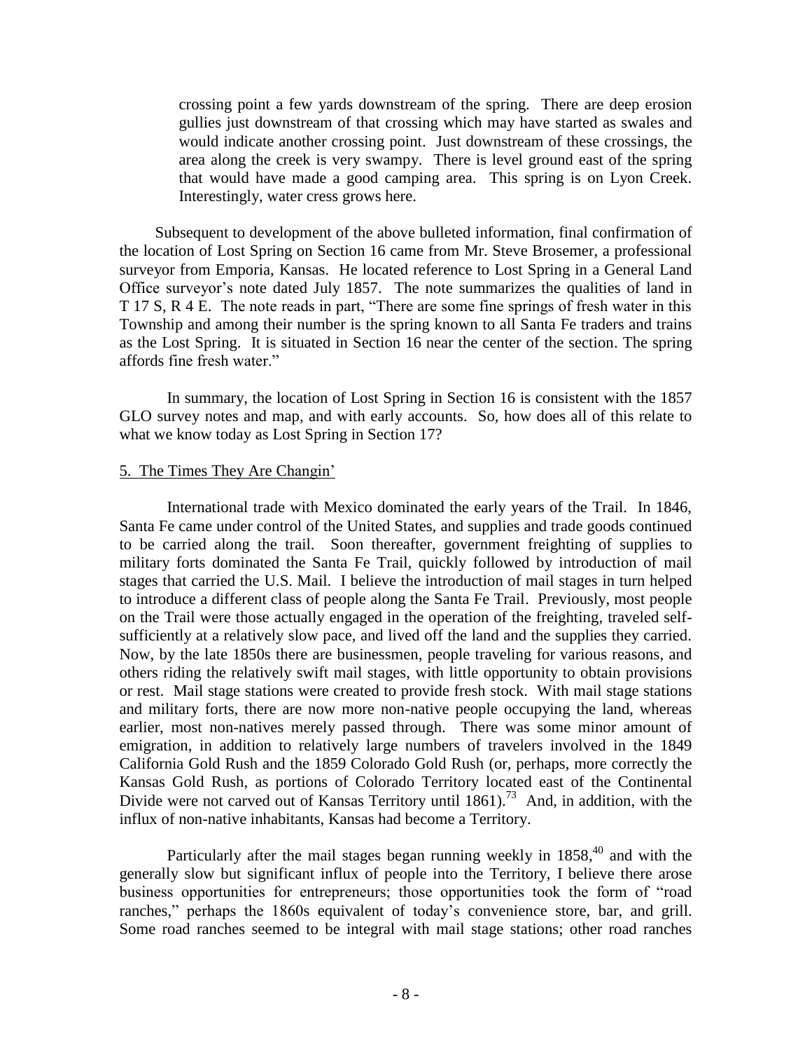crossing point a few yards downstream of the spring. There are deep erosion gullies just downstream of that crossing which may have started as swales and would indicate another crossing point. Just downstream of these crossings, the area along the creek is very swampy. There is level ground east of the spring that would have made a good camping area. This spring is on Lyon Creek. Interestingly, water cress grows here.

Subsequent to development of the above bulleted information, final confirmation of the location of Lost Spring on Section 16 came from Mr. Steve Brosemer, a professional surveyor from Emporia, Kansas. He located reference to Lost Spring in a General Land Office surveyor's note dated July 1857. The note summarizes the qualities of land in T 17 S, R 4 E. The note reads in part, "There are some fine springs of fresh water in this Township and among their number is the spring known to all Santa Fe traders and trains as the Lost Spring. It is situated in Section 16 near the center of the section. The spring affords fine fresh water."

In summary, the location of Lost Spring in Section 16 is consistent with the 1857 GLO survey notes and map, and with early accounts. So, how does all of this relate to what we know today as Lost Spring in Section 17?

## 5. The Times They Are Changin'

International trade with Mexico dominated the early years of the Trail. In 1846, Santa Fe came under control of the United States, and supplies and trade goods continued to be carried along the trail. Soon thereafter, government freighting of supplies to military forts dominated the Santa Fe Trail, quickly followed by introduction of mail stages that carried the U.S. Mail. I believe the introduction of mail stages in turn helped to introduce a different class of people along the Santa Fe Trail. Previously, most people on the Trail were those actually engaged in the operation of the freighting, traveled self-sufficiently at a relatively slow pace, and lived off the land and the supplies they carried. Now, by the late 1850s there are businessmen, people traveling for various reasons, and others riding the relatively swift mail stages, with little opportunity to obtain provisions or rest. Mail stage stations were created to provide fresh stock. With mail stage stations and military forts, there are now more non-native people occupying the land, whereas earlier, most non-natives merely passed through. There was some minor amount of emigration, in addition to relatively large numbers of travelers involved in the 1849 California Gold Rush and the 1859 Colorado Gold Rush (or, perhaps, more correctly the Kansas Gold Rush, as portions of Colorado Territory located east of the Continental Divide were not carved out of Kansas Territory until 1861).[73] And, in addition, with the influx of non-native inhabitants, Kansas had become a Territory.

Particularly after the mail stages began running weekly in 1858,[40] and with the generally slow but significant influx of people into the Territory, I believe there arose business opportunities for entrepreneurs; those opportunities took the form of "road ranches," perhaps the 1860s equivalent of today's convenience store, bar, and grill. Some road ranches seemed to be integral with mail stage stations; other road ranches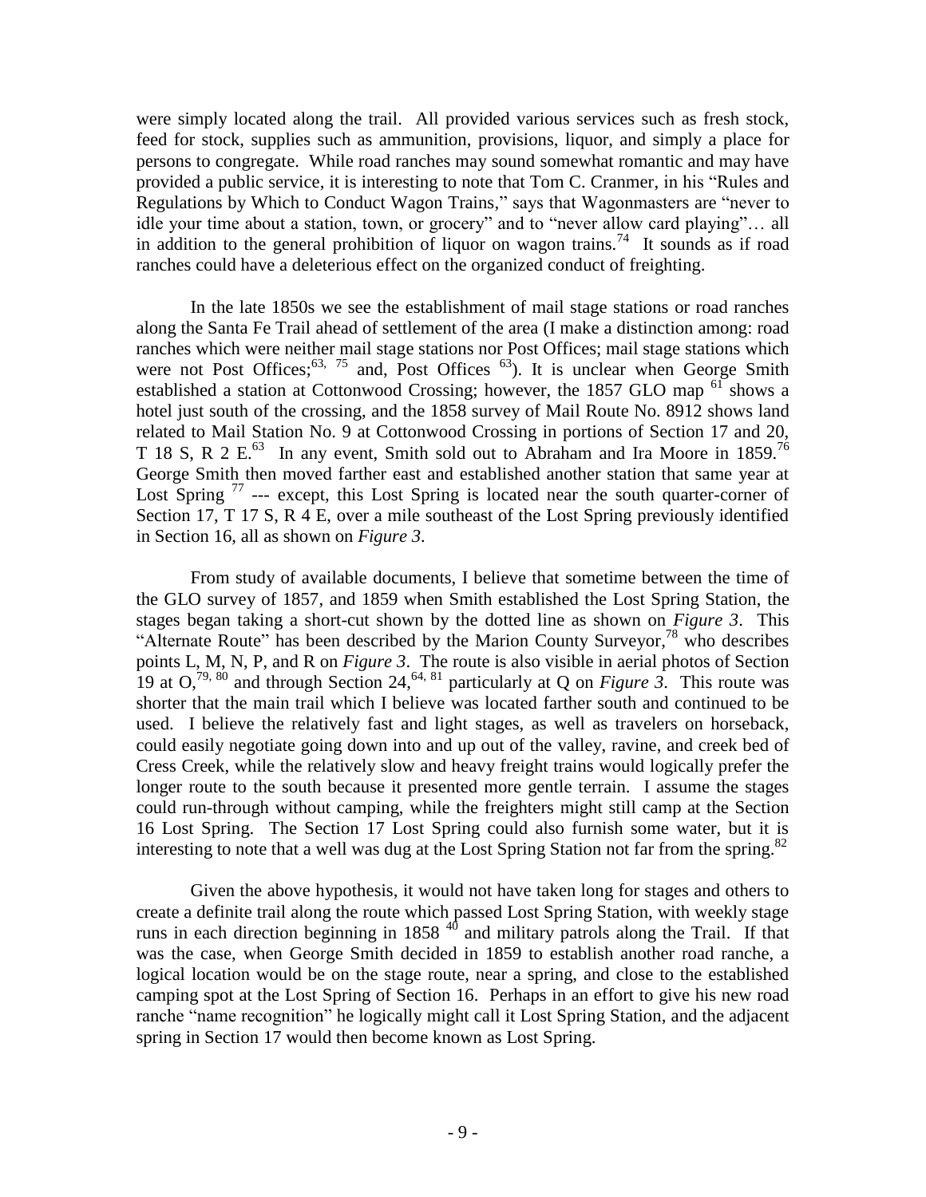were simply located along the trail. All provided various services such as fresh stock, feed for stock, supplies such as ammunition, provisions, liquor, and simply a place for persons to congregate. While road ranches may sound somewhat romantic and may have provided a public service, it is interesting to note that Tom C. Cranmer, in his "Rules and Regulations by Which to Conduct Wagon Trains," says that Wagonmasters are "never to idle your time about a station, town, or grocery" and to "never allow card playing"… all in addition to the general prohibition of liquor on wagon trains.[74] It sounds as if road ranches could have a deleterious effect on the organized conduct of freighting.

In the late 1850s we see the establishment of mail stage stations or road ranches along the Santa Fe Trail ahead of settlement of the area (I make a distinction among: road ranches which were neither mail stage stations nor Post Offices; mail stage stations which were not Post Offices;[63, 75] and, Post Offices [63]). It is unclear when George Smith established a station at Cottonwood Crossing; however, the 1857 GLO map [61] shows a hotel just south of the crossing, and the 1858 survey of Mail Route No. 8912 shows land related to Mail Station No. 9 at Cottonwood Crossing in portions of Section 17 and 20, T 18 S, R 2 E.[63] In any event, Smith sold out to Abraham and Ira Moore in 1859.[76] George Smith then moved farther east and established another station that same year at Lost Spring [77] --- except, this Lost Spring is located near the south quarter-corner of Section 17, T 17 S, R 4 E, over a mile southeast of the Lost Spring previously identified in Section 16, all as shown on *Figure 3*.

From study of available documents, I believe that sometime between the time of the GLO survey of 1857, and 1859 when Smith established the Lost Spring Station, the stages began taking a short-cut shown by the dotted line as shown on *Figure 3*. This "Alternate Route" has been described by the Marion County Surveyor,[78] who describes points L, M, N, P, and R on *Figure 3*. The route is also visible in aerial photos of Section 19 at O,[79, 80] and through Section 24,[64, 81] particularly at Q on *Figure 3*. This route was shorter that the main trail which I believe was located farther south and continued to be used. I believe the relatively fast and light stages, as well as travelers on horseback, could easily negotiate going down into and up out of the valley, ravine, and creek bed of Cress Creek, while the relatively slow and heavy freight trains would logically prefer the longer route to the south because it presented more gentle terrain. I assume the stages could run-through without camping, while the freighters might still camp at the Section 16 Lost Spring. The Section 17 Lost Spring could also furnish some water, but it is interesting to note that a well was dug at the Lost Spring Station not far from the spring.[82]

Given the above hypothesis, it would not have taken long for stages and others to create a definite trail along the route which passed Lost Spring Station, with weekly stage runs in each direction beginning in 1858 [40] and military patrols along the Trail. If that was the case, when George Smith decided in 1859 to establish another road ranche, a logical location would be on the stage route, near a spring, and close to the established camping spot at the Lost Spring of Section 16. Perhaps in an effort to give his new road ranche "name recognition" he logically might call it Lost Spring Station, and the adjacent spring in Section 17 would then become known as Lost Spring.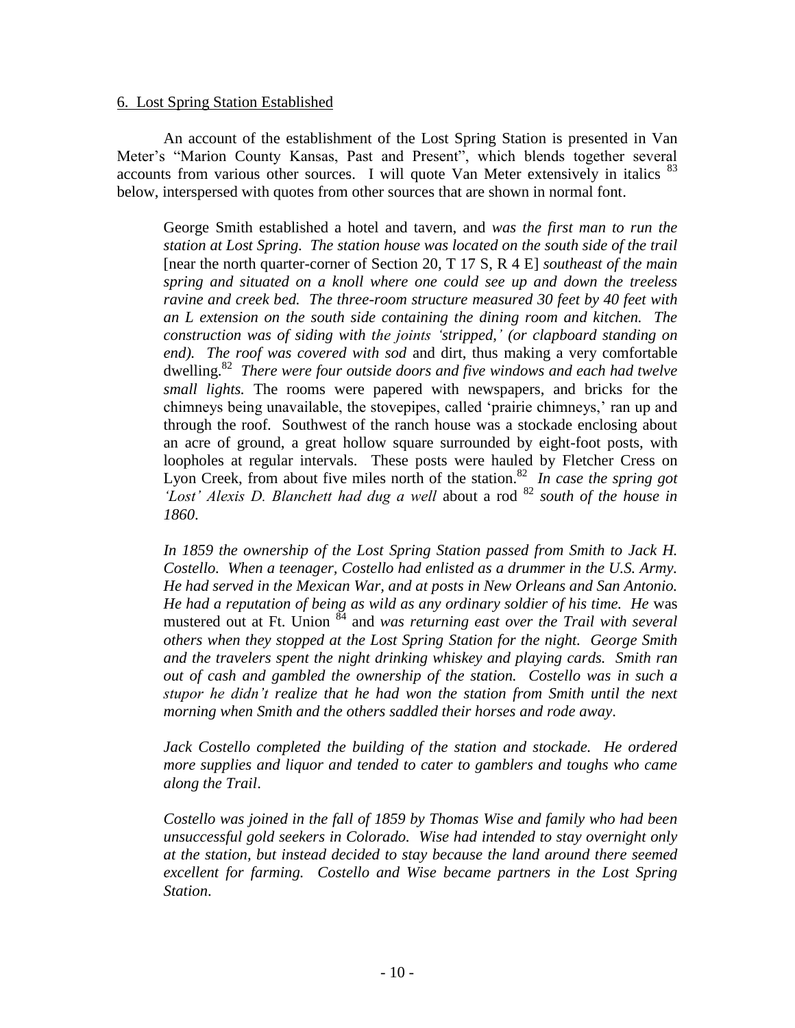6. Lost Spring Station Established

An account of the establishment of the Lost Spring Station is presented in Van Meter's "Marion County Kansas, Past and Present", which blends together several accounts from various other sources. I will quote Van Meter extensively in italics [83] below, interspersed with quotes from other sources that are shown in normal font.

> George Smith established a hotel and tavern, and *was the first man to run the station at Lost Spring. The station house was located on the south side of the trail* [near the north quarter-corner of Section 20, T 17 S, R 4 E] *southeast of the main spring and situated on a knoll where one could see up and down the treeless ravine and creek bed. The three-room structure measured 30 feet by 40 feet with an L extension on the south side containing the dining room and kitchen. The construction was of siding with the joints 'stripped,' (or clapboard standing on end). The roof was covered with sod* and dirt, thus making a very comfortable dwelling.[82] *There were four outside doors and five windows and each had twelve small lights.* The rooms were papered with newspapers, and bricks for the chimneys being unavailable, the stovepipes, called 'prairie chimneys,' ran up and through the roof. Southwest of the ranch house was a stockade enclosing about an acre of ground, a great hollow square surrounded by eight-foot posts, with loopholes at regular intervals. These posts were hauled by Fletcher Cress on Lyon Creek, from about five miles north of the station.[82] *In case the spring got 'Lost' Alexis D. Blanchett had dug a well* about a rod [82] *south of the house in 1860.*
>
> *In 1859 the ownership of the Lost Spring Station passed from Smith to Jack H. Costello. When a teenager, Costello had enlisted as a drummer in the U.S. Army. He had served in the Mexican War, and at posts in New Orleans and San Antonio. He had a reputation of being as wild as any ordinary soldier of his time. He* was mustered out at Ft. Union [84] and *was returning east over the Trail with several others when they stopped at the Lost Spring Station for the night. George Smith and the travelers spent the night drinking whiskey and playing cards. Smith ran out of cash and gambled the ownership of the station. Costello was in such a stupor he didn't realize that he had won the station from Smith until the next morning when Smith and the others saddled their horses and rode away.*
>
> *Jack Costello completed the building of the station and stockade. He ordered more supplies and liquor and tended to cater to gamblers and toughs who came along the Trail.*
>
> *Costello was joined in the fall of 1859 by Thomas Wise and family who had been unsuccessful gold seekers in Colorado. Wise had intended to stay overnight only at the station, but instead decided to stay because the land around there seemed excellent for farming. Costello and Wise became partners in the Lost Spring Station.*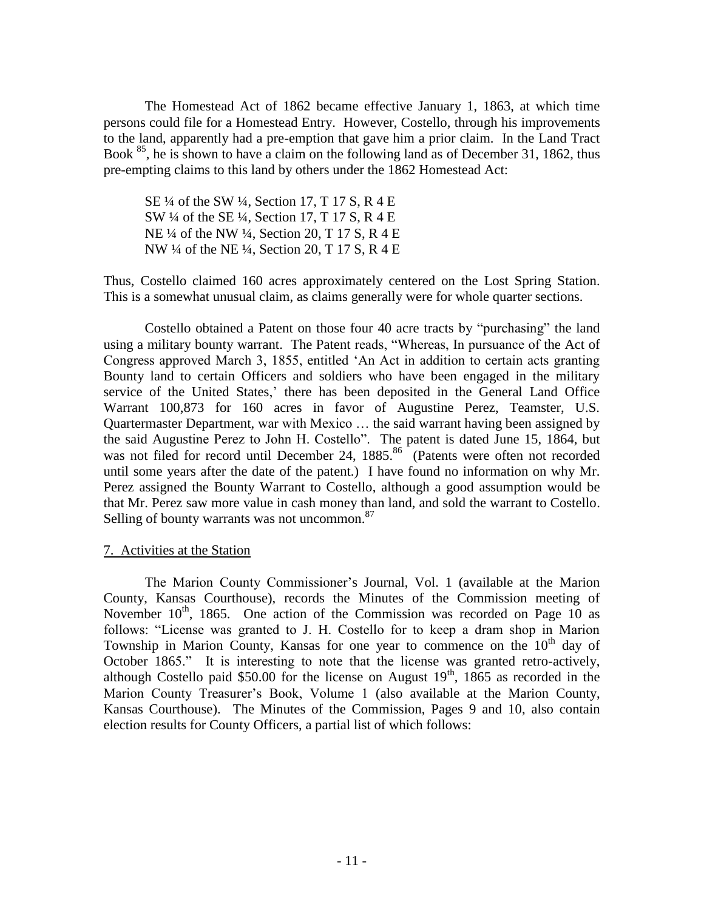The Homestead Act of 1862 became effective January 1, 1863, at which time persons could file for a Homestead Entry. However, Costello, through his improvements to the land, apparently had a pre-emption that gave him a prior claim. In the Land Tract Book [85], he is shown to have a claim on the following land as of December 31, 1862, thus pre-empting claims to this land by others under the 1862 Homestead Act:

SE ¼ of the SW ¼, Section 17, T 17 S, R 4 E
SW ¼ of the SE ¼, Section 17, T 17 S, R 4 E
NE ¼ of the NW ¼, Section 20, T 17 S, R 4 E
NW ¼ of the NE ¼, Section 20, T 17 S, R 4 E

Thus, Costello claimed 160 acres approximately centered on the Lost Spring Station. This is a somewhat unusual claim, as claims generally were for whole quarter sections.

Costello obtained a Patent on those four 40 acre tracts by "purchasing" the land using a military bounty warrant. The Patent reads, "Whereas, In pursuance of the Act of Congress approved March 3, 1855, entitled 'An Act in addition to certain acts granting Bounty land to certain Officers and soldiers who have been engaged in the military service of the United States,' there has been deposited in the General Land Office Warrant 100,873 for 160 acres in favor of Augustine Perez, Teamster, U.S. Quartermaster Department, war with Mexico … the said warrant having been assigned by the said Augustine Perez to John H. Costello". The patent is dated June 15, 1864, but was not filed for record until December 24, 1885.[86] (Patents were often not recorded until some years after the date of the patent.) I have found no information on why Mr. Perez assigned the Bounty Warrant to Costello, although a good assumption would be that Mr. Perez saw more value in cash money than land, and sold the warrant to Costello. Selling of bounty warrants was not uncommon.[87]

## 7. Activities at the Station

The Marion County Commissioner's Journal, Vol. 1 (available at the Marion County, Kansas Courthouse), records the Minutes of the Commission meeting of November 10th, 1865. One action of the Commission was recorded on Page 10 as follows: "License was granted to J. H. Costello for to keep a dram shop in Marion Township in Marion County, Kansas for one year to commence on the 10th day of October 1865." It is interesting to note that the license was granted retro-actively, although Costello paid $50.00 for the license on August 19th, 1865 as recorded in the Marion County Treasurer's Book, Volume 1 (also available at the Marion County, Kansas Courthouse). The Minutes of the Commission, Pages 9 and 10, also contain election results for County Officers, a partial list of which follows: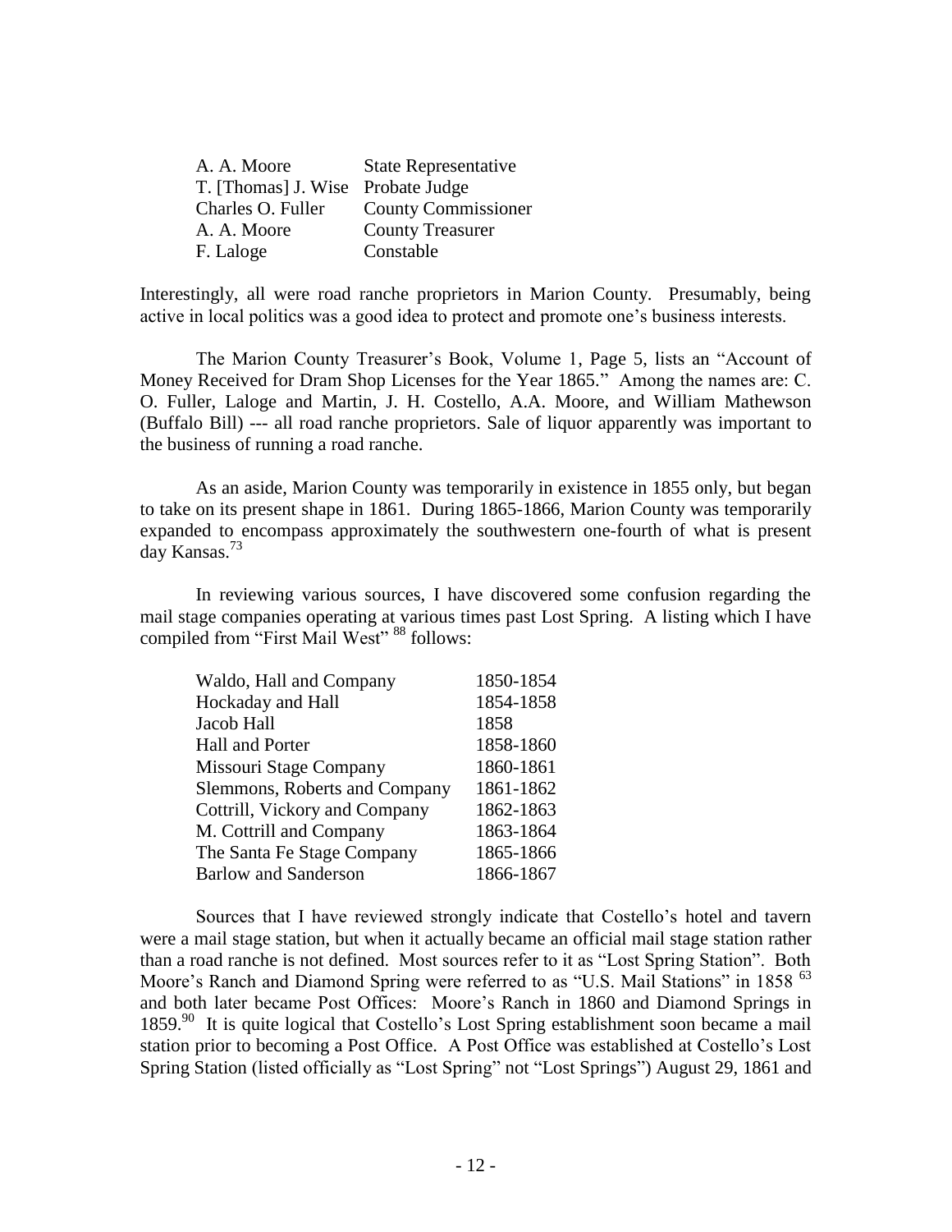| | |
|---|---|
| A. A. Moore | State Representative |
| T. [Thomas] J. Wise | Probate Judge |
| Charles O. Fuller | County Commissioner |
| A. A. Moore | County Treasurer |
| F. Laloge | Constable |

Interestingly, all were road ranche proprietors in Marion County. Presumably, being active in local politics was a good idea to protect and promote one's business interests.

The Marion County Treasurer's Book, Volume 1, Page 5, lists an "Account of Money Received for Dram Shop Licenses for the Year 1865." Among the names are: C. O. Fuller, Laloge and Martin, J. H. Costello, A.A. Moore, and William Mathewson (Buffalo Bill) --- all road ranche proprietors. Sale of liquor apparently was important to the business of running a road ranche.

As an aside, Marion County was temporarily in existence in 1855 only, but began to take on its present shape in 1861. During 1865-1866, Marion County was temporarily expanded to encompass approximately the southwestern one-fourth of what is present day Kansas.[73]

In reviewing various sources, I have discovered some confusion regarding the mail stage companies operating at various times past Lost Spring. A listing which I have compiled from "First Mail West" [88] follows:

| | |
|---|---|
| Waldo, Hall and Company | 1850-1854 |
| Hockaday and Hall | 1854-1858 |
| Jacob Hall | 1858 |
| Hall and Porter | 1858-1860 |
| Missouri Stage Company | 1860-1861 |
| Slemmons, Roberts and Company | 1861-1862 |
| Cottrill, Vickory and Company | 1862-1863 |
| M. Cottrill and Company | 1863-1864 |
| The Santa Fe Stage Company | 1865-1866 |
| Barlow and Sanderson | 1866-1867 |

Sources that I have reviewed strongly indicate that Costello's hotel and tavern were a mail stage station, but when it actually became an official mail stage station rather than a road ranche is not defined. Most sources refer to it as "Lost Spring Station". Both Moore's Ranch and Diamond Spring were referred to as "U.S. Mail Stations" in 1858 [63] and both later became Post Offices: Moore's Ranch in 1860 and Diamond Springs in 1859.[90] It is quite logical that Costello's Lost Spring establishment soon became a mail station prior to becoming a Post Office. A Post Office was established at Costello's Lost Spring Station (listed officially as "Lost Spring" not "Lost Springs") August 29, 1861 and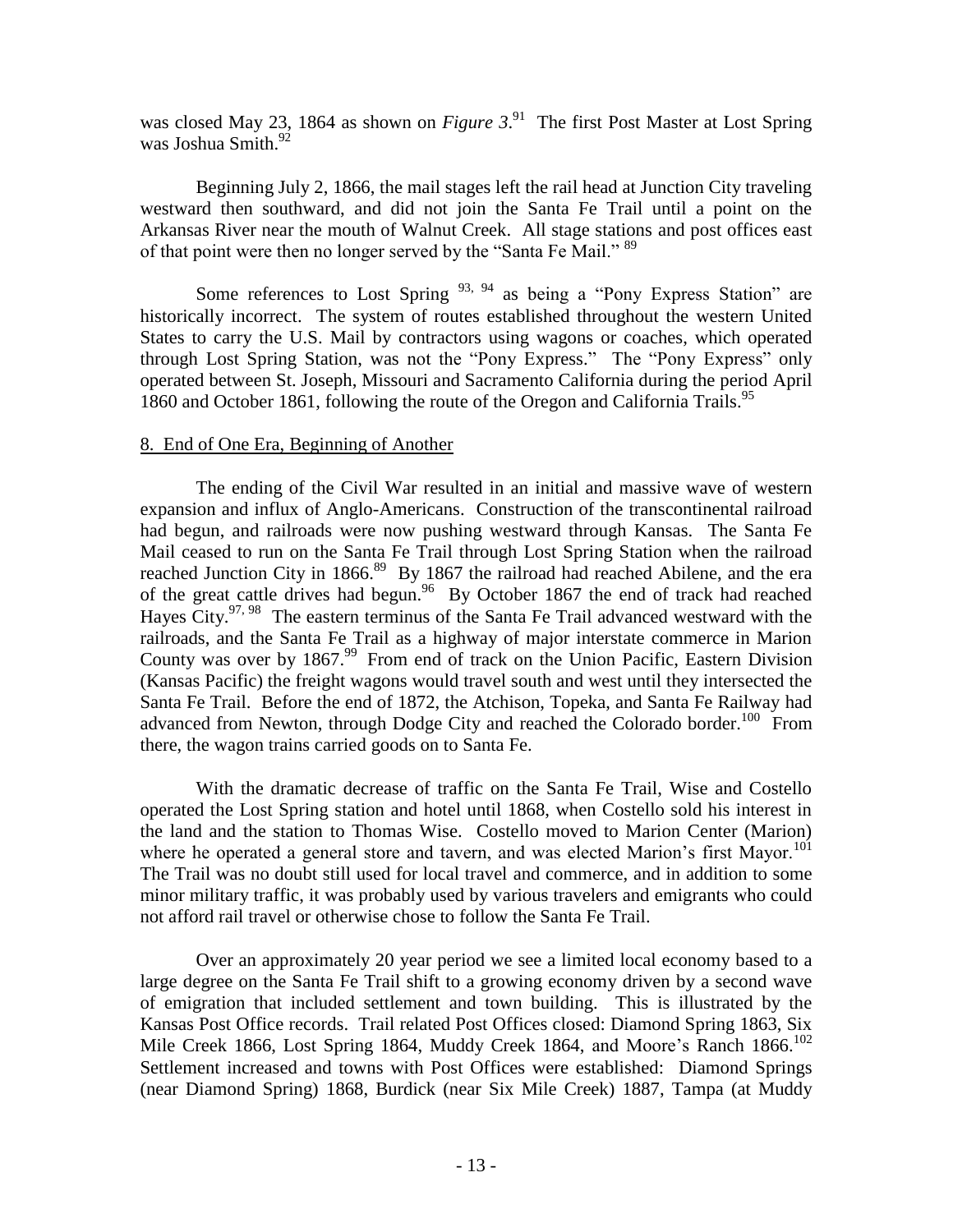was closed May 23, 1864 as shown on *Figure 3*.[91] The first Post Master at Lost Spring was Joshua Smith.[92]

Beginning July 2, 1866, the mail stages left the rail head at Junction City traveling westward then southward, and did not join the Santa Fe Trail until a point on the Arkansas River near the mouth of Walnut Creek. All stage stations and post offices east of that point were then no longer served by the "Santa Fe Mail." [89]

Some references to Lost Spring [93, 94] as being a "Pony Express Station" are historically incorrect. The system of routes established throughout the western United States to carry the U.S. Mail by contractors using wagons or coaches, which operated through Lost Spring Station, was not the "Pony Express." The "Pony Express" only operated between St. Joseph, Missouri and Sacramento California during the period April 1860 and October 1861, following the route of the Oregon and California Trails.[95]

## 8. End of One Era, Beginning of Another

The ending of the Civil War resulted in an initial and massive wave of western expansion and influx of Anglo-Americans. Construction of the transcontinental railroad had begun, and railroads were now pushing westward through Kansas. The Santa Fe Mail ceased to run on the Santa Fe Trail through Lost Spring Station when the railroad reached Junction City in 1866.[89] By 1867 the railroad had reached Abilene, and the era of the great cattle drives had begun.[96] By October 1867 the end of track had reached Hayes City.[97, 98] The eastern terminus of the Santa Fe Trail advanced westward with the railroads, and the Santa Fe Trail as a highway of major interstate commerce in Marion County was over by 1867.[99] From end of track on the Union Pacific, Eastern Division (Kansas Pacific) the freight wagons would travel south and west until they intersected the Santa Fe Trail. Before the end of 1872, the Atchison, Topeka, and Santa Fe Railway had advanced from Newton, through Dodge City and reached the Colorado border.[100] From there, the wagon trains carried goods on to Santa Fe.

With the dramatic decrease of traffic on the Santa Fe Trail, Wise and Costello operated the Lost Spring station and hotel until 1868, when Costello sold his interest in the land and the station to Thomas Wise. Costello moved to Marion Center (Marion) where he operated a general store and tavern, and was elected Marion's first Mayor.[101] The Trail was no doubt still used for local travel and commerce, and in addition to some minor military traffic, it was probably used by various travelers and emigrants who could not afford rail travel or otherwise chose to follow the Santa Fe Trail.

Over an approximately 20 year period we see a limited local economy based to a large degree on the Santa Fe Trail shift to a growing economy driven by a second wave of emigration that included settlement and town building. This is illustrated by the Kansas Post Office records. Trail related Post Offices closed: Diamond Spring 1863, Six Mile Creek 1866, Lost Spring 1864, Muddy Creek 1864, and Moore's Ranch 1866.[102] Settlement increased and towns with Post Offices were established: Diamond Springs (near Diamond Spring) 1868, Burdick (near Six Mile Creek) 1887, Tampa (at Muddy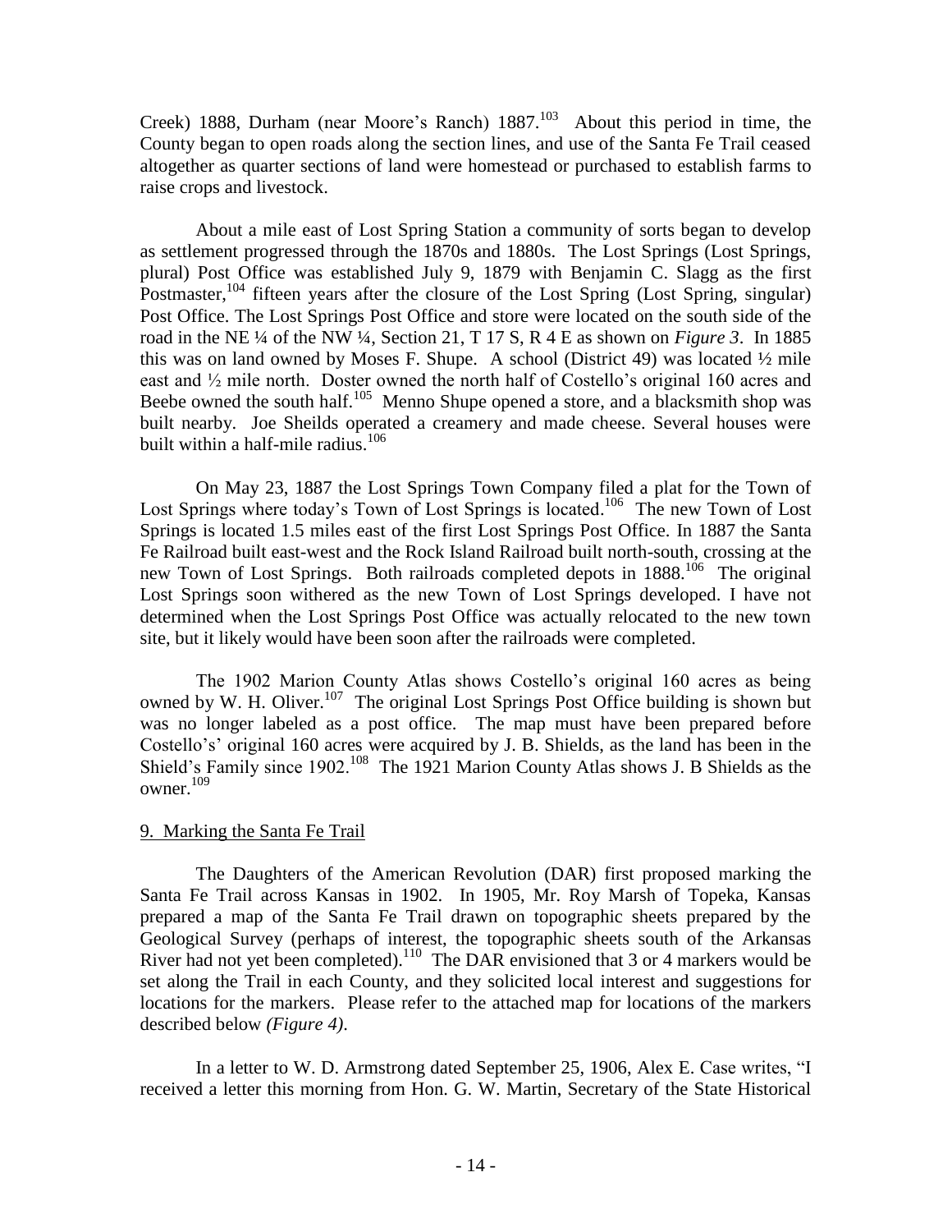Creek) 1888, Durham (near Moore's Ranch) 1887.[103] About this period in time, the County began to open roads along the section lines, and use of the Santa Fe Trail ceased altogether as quarter sections of land were homestead or purchased to establish farms to raise crops and livestock.

About a mile east of Lost Spring Station a community of sorts began to develop as settlement progressed through the 1870s and 1880s. The Lost Springs (Lost Springs, plural) Post Office was established July 9, 1879 with Benjamin C. Slagg as the first Postmaster,[104] fifteen years after the closure of the Lost Spring (Lost Spring, singular) Post Office. The Lost Springs Post Office and store were located on the south side of the road in the NE ¼ of the NW ¼, Section 21, T 17 S, R 4 E as shown on *Figure 3*. In 1885 this was on land owned by Moses F. Shupe. A school (District 49) was located ½ mile east and ½ mile north. Doster owned the north half of Costello's original 160 acres and Beebe owned the south half.[105] Menno Shupe opened a store, and a blacksmith shop was built nearby. Joe Sheilds operated a creamery and made cheese. Several houses were built within a half-mile radius.[106]

On May 23, 1887 the Lost Springs Town Company filed a plat for the Town of Lost Springs where today's Town of Lost Springs is located.[106] The new Town of Lost Springs is located 1.5 miles east of the first Lost Springs Post Office. In 1887 the Santa Fe Railroad built east-west and the Rock Island Railroad built north-south, crossing at the new Town of Lost Springs. Both railroads completed depots in 1888.[106] The original Lost Springs soon withered as the new Town of Lost Springs developed. I have not determined when the Lost Springs Post Office was actually relocated to the new town site, but it likely would have been soon after the railroads were completed.

The 1902 Marion County Atlas shows Costello's original 160 acres as being owned by W. H. Oliver.[107] The original Lost Springs Post Office building is shown but was no longer labeled as a post office. The map must have been prepared before Costello's' original 160 acres were acquired by J. B. Shields, as the land has been in the Shield's Family since 1902.[108] The 1921 Marion County Atlas shows J. B Shields as the owner.[109]

## 9. Marking the Santa Fe Trail

The Daughters of the American Revolution (DAR) first proposed marking the Santa Fe Trail across Kansas in 1902. In 1905, Mr. Roy Marsh of Topeka, Kansas prepared a map of the Santa Fe Trail drawn on topographic sheets prepared by the Geological Survey (perhaps of interest, the topographic sheets south of the Arkansas River had not yet been completed).[110] The DAR envisioned that 3 or 4 markers would be set along the Trail in each County, and they solicited local interest and suggestions for locations for the markers. Please refer to the attached map for locations of the markers described below *(Figure 4)*.

In a letter to W. D. Armstrong dated September 25, 1906, Alex E. Case writes, "I received a letter this morning from Hon. G. W. Martin, Secretary of the State Historical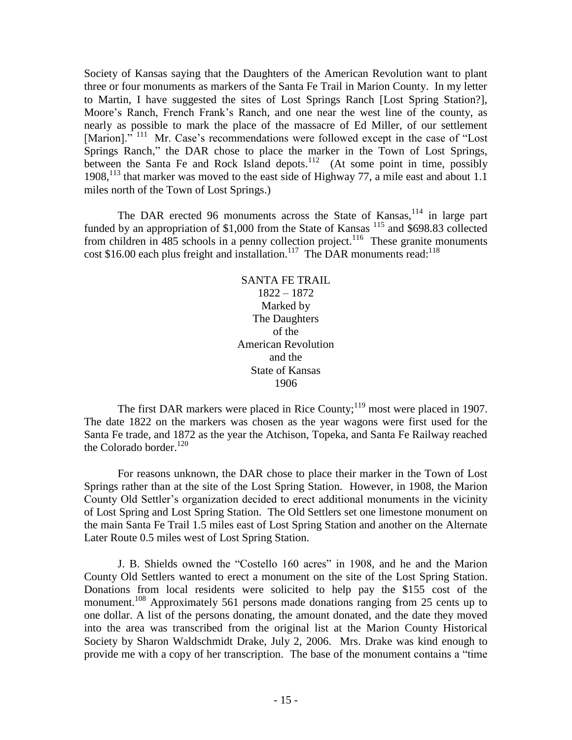Society of Kansas saying that the Daughters of the American Revolution want to plant three or four monuments as markers of the Santa Fe Trail in Marion County. In my letter to Martin, I have suggested the sites of Lost Springs Ranch [Lost Spring Station?], Moore's Ranch, French Frank's Ranch, and one near the west line of the county, as nearly as possible to mark the place of the massacre of Ed Miller, of our settlement [Marion]."[111] Mr. Case's recommendations were followed except in the case of "Lost Springs Ranch," the DAR chose to place the marker in the Town of Lost Springs, between the Santa Fe and Rock Island depots.[112] (At some point in time, possibly 1908,[113] that marker was moved to the east side of Highway 77, a mile east and about 1.1 miles north of the Town of Lost Springs.)

The DAR erected 96 monuments across the State of Kansas,[114] in large part funded by an appropriation of $1,000 from the State of Kansas [115] and $698.83 collected from children in 485 schools in a penny collection project.[116] These granite monuments cost $16.00 each plus freight and installation.[117] The DAR monuments read:[118]

SANTA FE TRAIL
1822 – 1872
Marked by
The Daughters
of the
American Revolution
and the
State of Kansas
1906

The first DAR markers were placed in Rice County;[119] most were placed in 1907. The date 1822 on the markers was chosen as the year wagons were first used for the Santa Fe trade, and 1872 as the year the Atchison, Topeka, and Santa Fe Railway reached the Colorado border.[120]

For reasons unknown, the DAR chose to place their marker in the Town of Lost Springs rather than at the site of the Lost Spring Station. However, in 1908, the Marion County Old Settler's organization decided to erect additional monuments in the vicinity of Lost Spring and Lost Spring Station. The Old Settlers set one limestone monument on the main Santa Fe Trail 1.5 miles east of Lost Spring Station and another on the Alternate Later Route 0.5 miles west of Lost Spring Station.

J. B. Shields owned the "Costello 160 acres" in 1908, and he and the Marion County Old Settlers wanted to erect a monument on the site of the Lost Spring Station. Donations from local residents were solicited to help pay the $155 cost of the monument.[108] Approximately 561 persons made donations ranging from 25 cents up to one dollar. A list of the persons donating, the amount donated, and the date they moved into the area was transcribed from the original list at the Marion County Historical Society by Sharon Waldschmidt Drake, July 2, 2006. Mrs. Drake was kind enough to provide me with a copy of her transcription. The base of the monument contains a "time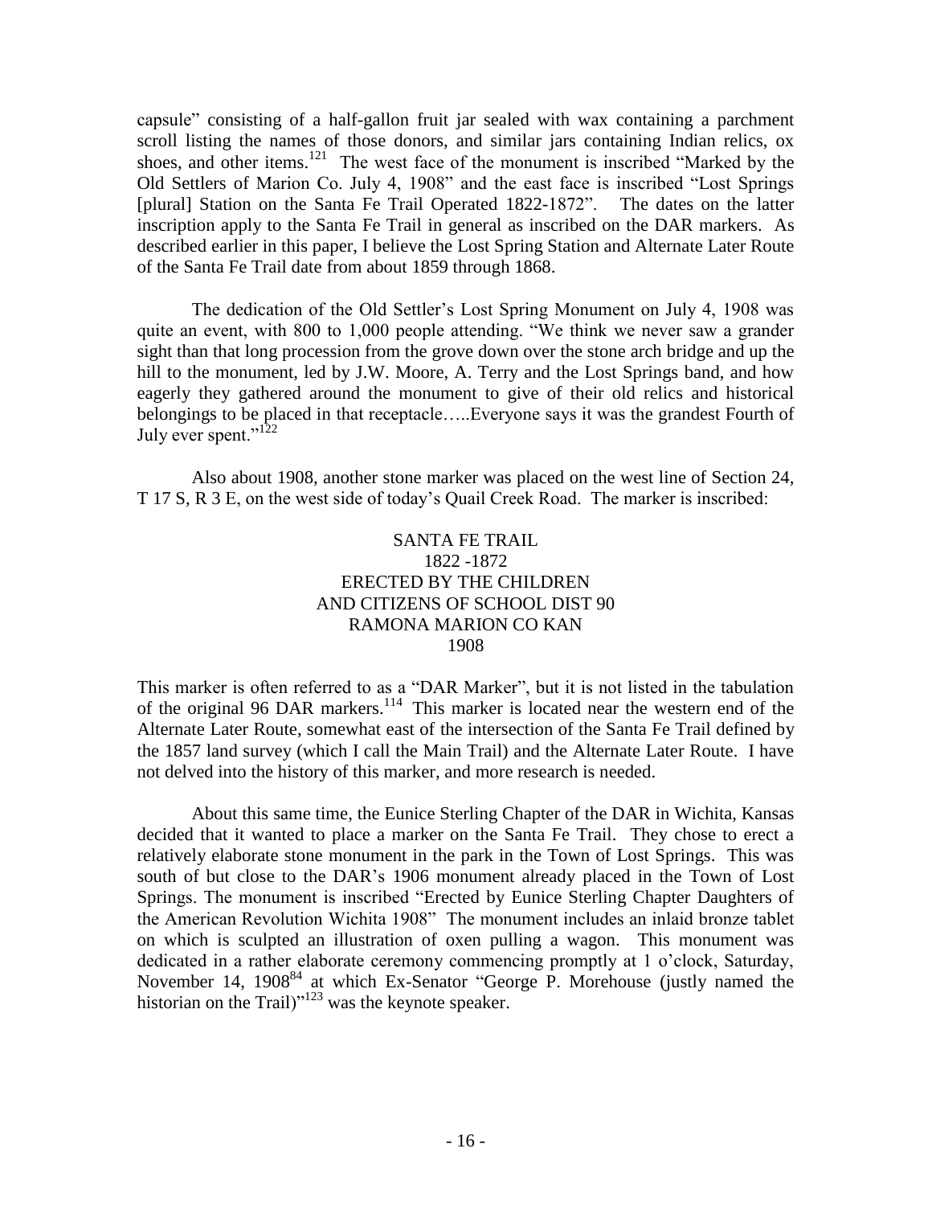capsule" consisting of a half-gallon fruit jar sealed with wax containing a parchment scroll listing the names of those donors, and similar jars containing Indian relics, ox shoes, and other items.[121] The west face of the monument is inscribed "Marked by the Old Settlers of Marion Co. July 4, 1908" and the east face is inscribed "Lost Springs [plural] Station on the Santa Fe Trail Operated 1822-1872". The dates on the latter inscription apply to the Santa Fe Trail in general as inscribed on the DAR markers. As described earlier in this paper, I believe the Lost Spring Station and Alternate Later Route of the Santa Fe Trail date from about 1859 through 1868.

The dedication of the Old Settler's Lost Spring Monument on July 4, 1908 was quite an event, with 800 to 1,000 people attending. "We think we never saw a grander sight than that long procession from the grove down over the stone arch bridge and up the hill to the monument, led by J.W. Moore, A. Terry and the Lost Springs band, and how eagerly they gathered around the monument to give of their old relics and historical belongings to be placed in that receptacle…..Everyone says it was the grandest Fourth of July ever spent."[122]

Also about 1908, another stone marker was placed on the west line of Section 24, T 17 S, R 3 E, on the west side of today's Quail Creek Road. The marker is inscribed:

SANTA FE TRAIL  
1822 -1872  
ERECTED BY THE CHILDREN  
AND CITIZENS OF SCHOOL DIST 90  
RAMONA MARION CO KAN  
1908

This marker is often referred to as a "DAR Marker", but it is not listed in the tabulation of the original 96 DAR markers.[114] This marker is located near the western end of the Alternate Later Route, somewhat east of the intersection of the Santa Fe Trail defined by the 1857 land survey (which I call the Main Trail) and the Alternate Later Route. I have not delved into the history of this marker, and more research is needed.

About this same time, the Eunice Sterling Chapter of the DAR in Wichita, Kansas decided that it wanted to place a marker on the Santa Fe Trail. They chose to erect a relatively elaborate stone monument in the park in the Town of Lost Springs. This was south of but close to the DAR's 1906 monument already placed in the Town of Lost Springs. The monument is inscribed "Erected by Eunice Sterling Chapter Daughters of the American Revolution Wichita 1908" The monument includes an inlaid bronze tablet on which is sculpted an illustration of oxen pulling a wagon. This monument was dedicated in a rather elaborate ceremony commencing promptly at 1 o'clock, Saturday, November 14, 1908[84] at which Ex-Senator "George P. Morehouse (justly named the historian on the Trail)"[123] was the keynote speaker.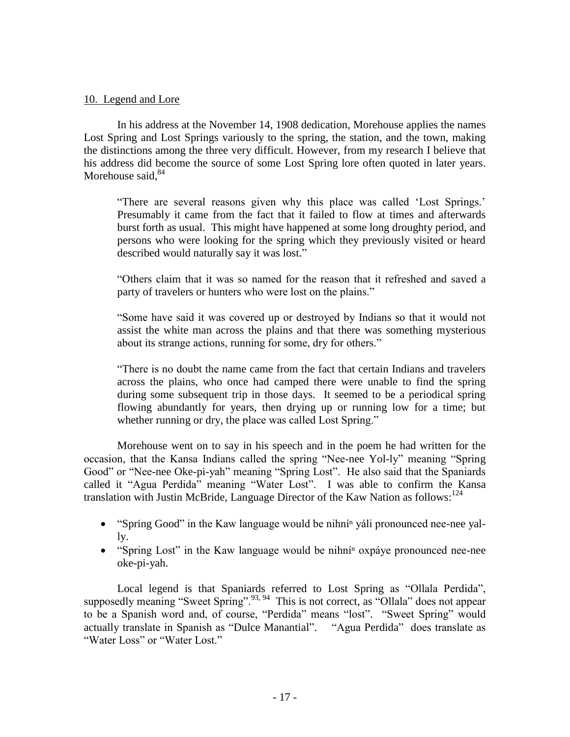## 10. Legend and Lore

In his address at the November 14, 1908 dedication, Morehouse applies the names Lost Spring and Lost Springs variously to the spring, the station, and the town, making the distinctions among the three very difficult. However, from my research I believe that his address did become the source of some Lost Spring lore often quoted in later years. Morehouse said,[84]

> "There are several reasons given why this place was called 'Lost Springs.' Presumably it came from the fact that it failed to flow at times and afterwards burst forth as usual. This might have happened at some long droughty period, and persons who were looking for the spring which they previously visited or heard described would naturally say it was lost."
>
> "Others claim that it was so named for the reason that it refreshed and saved a party of travelers or hunters who were lost on the plains."
>
> "Some have said it was covered up or destroyed by Indians so that it would not assist the white man across the plains and that there was something mysterious about its strange actions, running for some, dry for others."
>
> "There is no doubt the name came from the fact that certain Indians and travelers across the plains, who once had camped there were unable to find the spring during some subsequent trip in those days. It seemed to be a periodical spring flowing abundantly for years, then drying up or running low for a time; but whether running or dry, the place was called Lost Spring."

Morehouse went on to say in his speech and in the poem he had written for the occasion, that the Kansa Indians called the spring "Nee-nee Yol-ly" meaning "Spring Good" or "Nee-nee Oke-pi-yah" meaning "Spring Lost". He also said that the Spaniards called it "Agua Perdida" meaning "Water Lost". I was able to confirm the Kansa translation with Justin McBride, Language Director of the Kaw Nation as follows:[124]

- "Spring Good" in the Kaw language would be nihní$^{n}$ yáli pronounced nee-nee yal-ly.
- "Spring Lost" in the Kaw language would be nihní$^{n}$ oxpáye pronounced nee-nee oke-pi-yah.

Local legend is that Spaniards referred to Lost Spring as "Ollala Perdida", supposedly meaning "Sweet Spring".[93, 94] This is not correct, as "Ollala" does not appear to be a Spanish word and, of course, "Perdida" means "lost". "Sweet Spring" would actually translate in Spanish as "Dulce Manantial". "Agua Perdida" does translate as "Water Loss" or "Water Lost."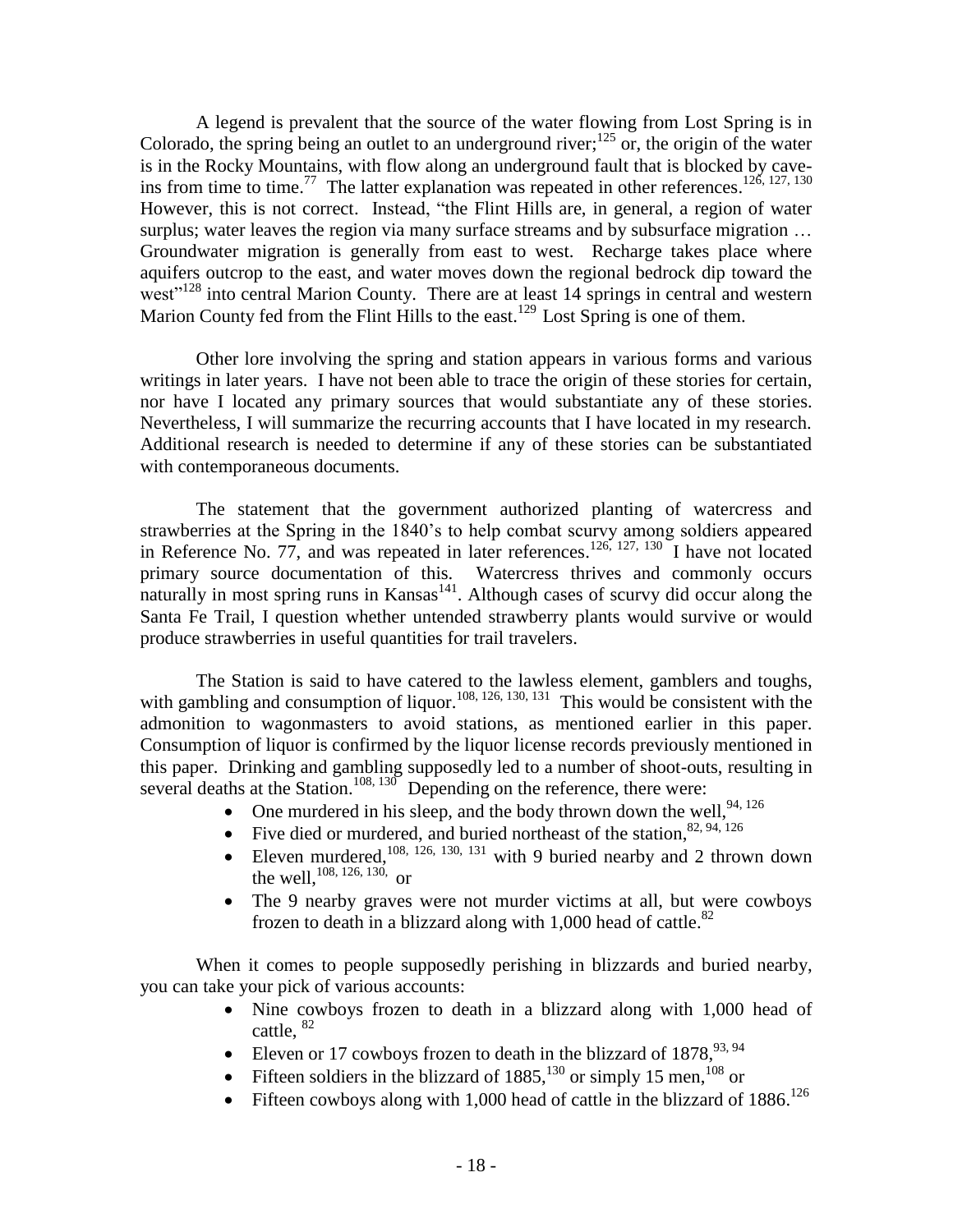A legend is prevalent that the source of the water flowing from Lost Spring is in Colorado, the spring being an outlet to an underground river;[125] or, the origin of the water is in the Rocky Mountains, with flow along an underground fault that is blocked by cave-ins from time to time.[77] The latter explanation was repeated in other references.[126, 127, 130] However, this is not correct. Instead, "the Flint Hills are, in general, a region of water surplus; water leaves the region via many surface streams and by subsurface migration … Groundwater migration is generally from east to west. Recharge takes place where aquifers outcrop to the east, and water moves down the regional bedrock dip toward the west"[128] into central Marion County. There are at least 14 springs in central and western Marion County fed from the Flint Hills to the east.[129] Lost Spring is one of them.

Other lore involving the spring and station appears in various forms and various writings in later years. I have not been able to trace the origin of these stories for certain, nor have I located any primary sources that would substantiate any of these stories. Nevertheless, I will summarize the recurring accounts that I have located in my research. Additional research is needed to determine if any of these stories can be substantiated with contemporaneous documents.

The statement that the government authorized planting of watercress and strawberries at the Spring in the 1840's to help combat scurvy among soldiers appeared in Reference No. 77, and was repeated in later references.[126, 127, 130] I have not located primary source documentation of this. Watercress thrives and commonly occurs naturally in most spring runs in Kansas[141]. Although cases of scurvy did occur along the Santa Fe Trail, I question whether untended strawberry plants would survive or would produce strawberries in useful quantities for trail travelers.

The Station is said to have catered to the lawless element, gamblers and toughs, with gambling and consumption of liquor.[108, 126, 130, 131] This would be consistent with the admonition to wagonmasters to avoid stations, as mentioned earlier in this paper. Consumption of liquor is confirmed by the liquor license records previously mentioned in this paper. Drinking and gambling supposedly led to a number of shoot-outs, resulting in several deaths at the Station.[108, 130] Depending on the reference, there were:

- One murdered in his sleep, and the body thrown down the well,[94, 126]
- Five died or murdered, and buried northeast of the station,[82, 94, 126]
- Eleven murdered,[108, 126, 130, 131] with 9 buried nearby and 2 thrown down the well,[108, 126, 130] or
- The 9 nearby graves were not murder victims at all, but were cowboys frozen to death in a blizzard along with 1,000 head of cattle.[82]

When it comes to people supposedly perishing in blizzards and buried nearby, you can take your pick of various accounts:

- Nine cowboys frozen to death in a blizzard along with 1,000 head of cattle, [82]
- Eleven or 17 cowboys frozen to death in the blizzard of 1878,[93, 94]
- Fifteen soldiers in the blizzard of 1885,[130] or simply 15 men,[108] or
- Fifteen cowboys along with 1,000 head of cattle in the blizzard of 1886.[126]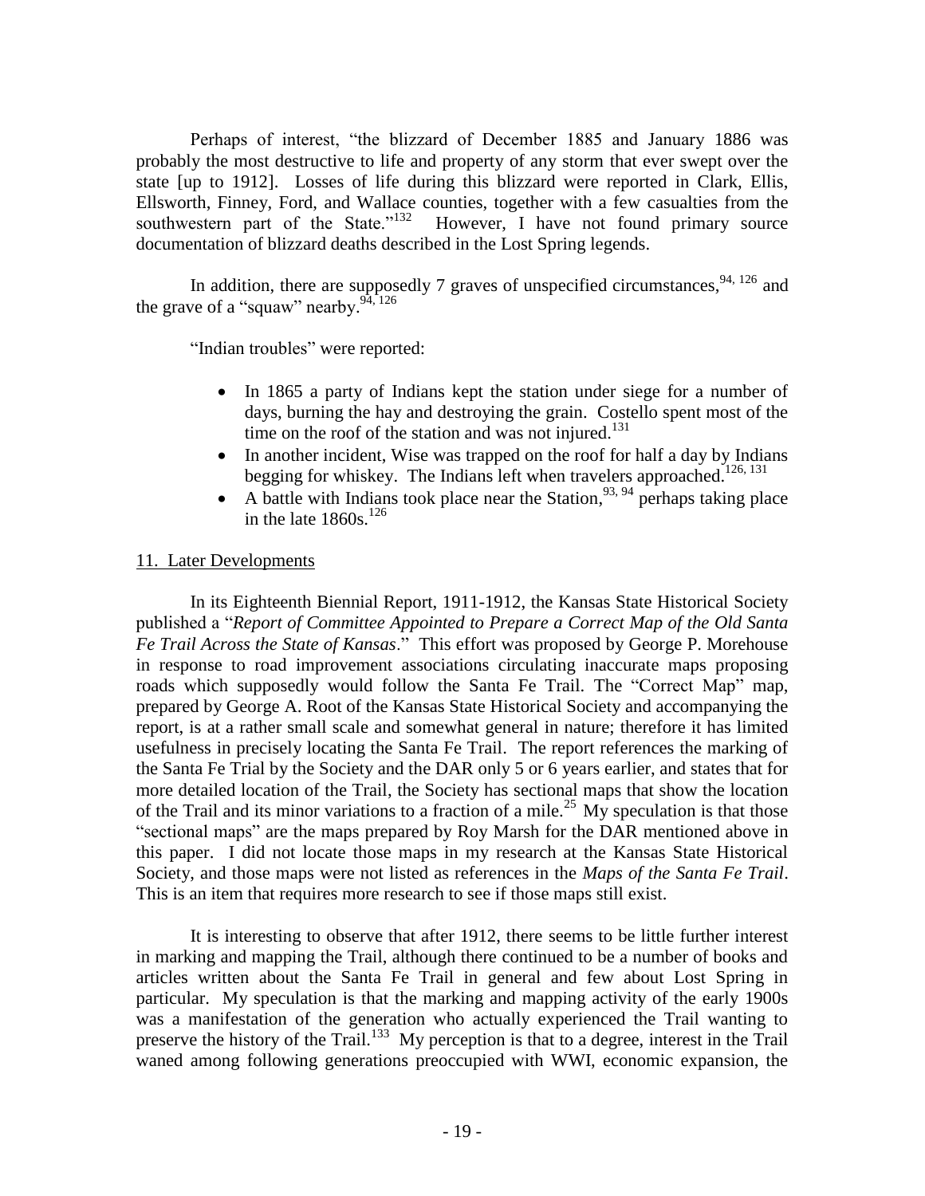Perhaps of interest, "the blizzard of December 1885 and January 1886 was probably the most destructive to life and property of any storm that ever swept over the state [up to 1912]. Losses of life during this blizzard were reported in Clark, Ellis, Ellsworth, Finney, Ford, and Wallace counties, together with a few casualties from the southwestern part of the State."[132] However, I have not found primary source documentation of blizzard deaths described in the Lost Spring legends.

In addition, there are supposedly 7 graves of unspecified circumstances,[94, 126] and the grave of a "squaw" nearby.[94, 126]

"Indian troubles" were reported:

- In 1865 a party of Indians kept the station under siege for a number of days, burning the hay and destroying the grain. Costello spent most of the time on the roof of the station and was not injured.[131]
- In another incident, Wise was trapped on the roof for half a day by Indians begging for whiskey. The Indians left when travelers approached.[126, 131]
- A battle with Indians took place near the Station,[93, 94] perhaps taking place in the late 1860s.[126]

## 11. Later Developments

In its Eighteenth Biennial Report, 1911-1912, the Kansas State Historical Society published a "*Report of Committee Appointed to Prepare a Correct Map of the Old Santa Fe Trail Across the State of Kansas*." This effort was proposed by George P. Morehouse in response to road improvement associations circulating inaccurate maps proposing roads which supposedly would follow the Santa Fe Trail. The "Correct Map" map, prepared by George A. Root of the Kansas State Historical Society and accompanying the report, is at a rather small scale and somewhat general in nature; therefore it has limited usefulness in precisely locating the Santa Fe Trail. The report references the marking of the Santa Fe Trial by the Society and the DAR only 5 or 6 years earlier, and states that for more detailed location of the Trail, the Society has sectional maps that show the location of the Trail and its minor variations to a fraction of a mile.[25] My speculation is that those "sectional maps" are the maps prepared by Roy Marsh for the DAR mentioned above in this paper. I did not locate those maps in my research at the Kansas State Historical Society, and those maps were not listed as references in the *Maps of the Santa Fe Trail*. This is an item that requires more research to see if those maps still exist.

It is interesting to observe that after 1912, there seems to be little further interest in marking and mapping the Trail, although there continued to be a number of books and articles written about the Santa Fe Trail in general and few about Lost Spring in particular. My speculation is that the marking and mapping activity of the early 1900s was a manifestation of the generation who actually experienced the Trail wanting to preserve the history of the Trail.[133] My perception is that to a degree, interest in the Trail waned among following generations preoccupied with WWI, economic expansion, the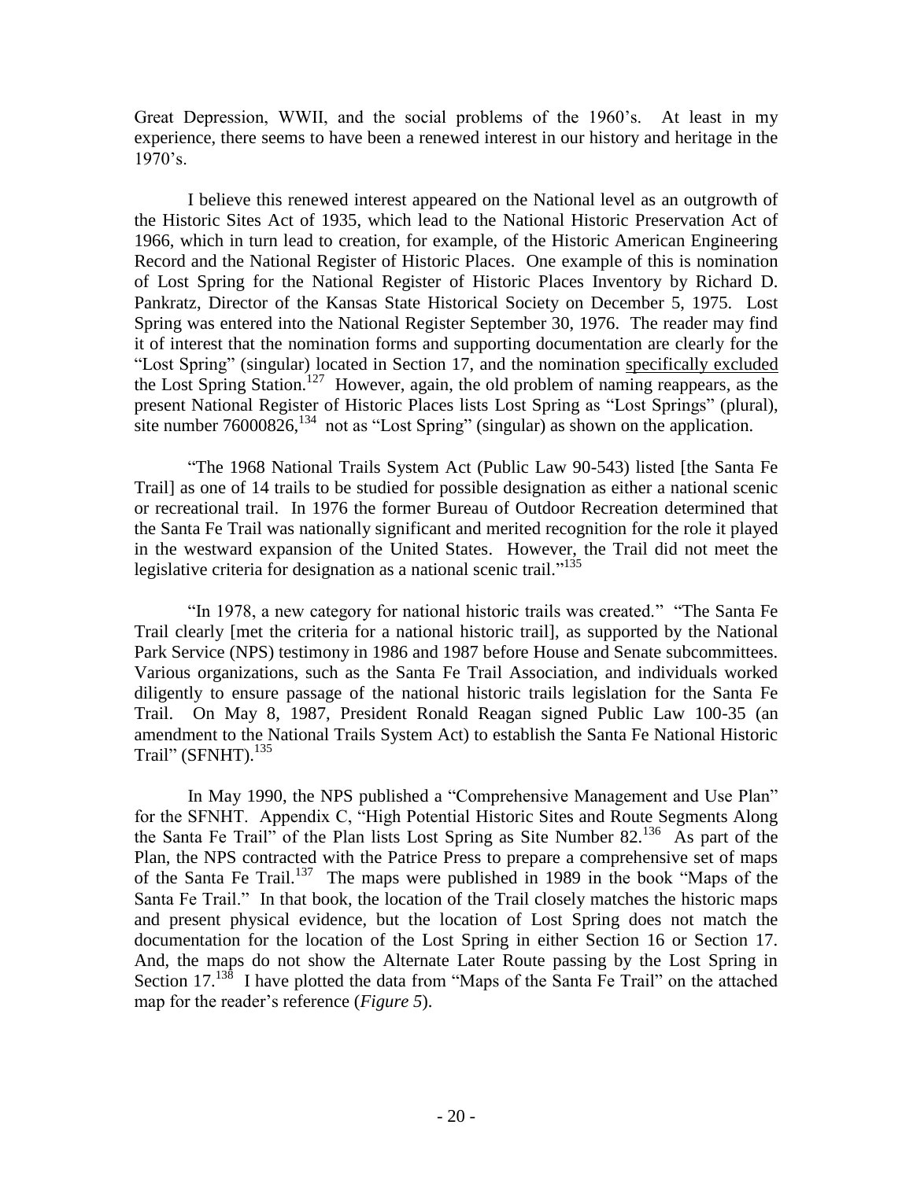Great Depression, WWII, and the social problems of the 1960's. At least in my experience, there seems to have been a renewed interest in our history and heritage in the 1970's.

I believe this renewed interest appeared on the National level as an outgrowth of the Historic Sites Act of 1935, which lead to the National Historic Preservation Act of 1966, which in turn lead to creation, for example, of the Historic American Engineering Record and the National Register of Historic Places. One example of this is nomination of Lost Spring for the National Register of Historic Places Inventory by Richard D. Pankratz, Director of the Kansas State Historical Society on December 5, 1975. Lost Spring was entered into the National Register September 30, 1976. The reader may find it of interest that the nomination forms and supporting documentation are clearly for the "Lost Spring" (singular) located in Section 17, and the nomination <u>specifically excluded</u> the Lost Spring Station.[127] However, again, the old problem of naming reappears, as the present National Register of Historic Places lists Lost Spring as "Lost Springs" (plural), site number 76000826,[134] not as "Lost Spring" (singular) as shown on the application.

"The 1968 National Trails System Act (Public Law 90-543) listed [the Santa Fe Trail] as one of 14 trails to be studied for possible designation as either a national scenic or recreational trail. In 1976 the former Bureau of Outdoor Recreation determined that the Santa Fe Trail was nationally significant and merited recognition for the role it played in the westward expansion of the United States. However, the Trail did not meet the legislative criteria for designation as a national scenic trail."[135]

"In 1978, a new category for national historic trails was created." "The Santa Fe Trail clearly [met the criteria for a national historic trail], as supported by the National Park Service (NPS) testimony in 1986 and 1987 before House and Senate subcommittees. Various organizations, such as the Santa Fe Trail Association, and individuals worked diligently to ensure passage of the national historic trails legislation for the Santa Fe Trail. On May 8, 1987, President Ronald Reagan signed Public Law 100-35 (an amendment to the National Trails System Act) to establish the Santa Fe National Historic Trail" (SFNHT).[135]

In May 1990, the NPS published a "Comprehensive Management and Use Plan" for the SFNHT. Appendix C, "High Potential Historic Sites and Route Segments Along the Santa Fe Trail" of the Plan lists Lost Spring as Site Number 82.[136] As part of the Plan, the NPS contracted with the Patrice Press to prepare a comprehensive set of maps of the Santa Fe Trail.[137] The maps were published in 1989 in the book "Maps of the Santa Fe Trail." In that book, the location of the Trail closely matches the historic maps and present physical evidence, but the location of Lost Spring does not match the documentation for the location of the Lost Spring in either Section 16 or Section 17. And, the maps do not show the Alternate Later Route passing by the Lost Spring in Section 17.[138] I have plotted the data from "Maps of the Santa Fe Trail" on the attached map for the reader's reference (*Figure 5*).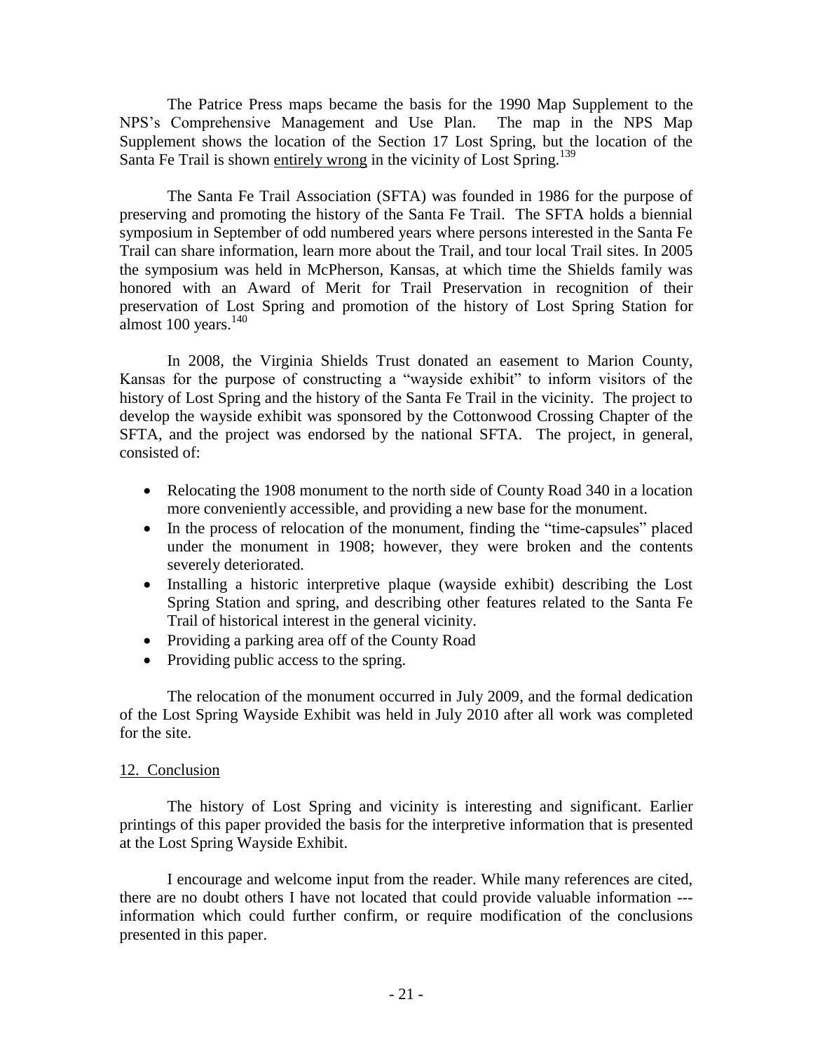The Patrice Press maps became the basis for the 1990 Map Supplement to the NPS's Comprehensive Management and Use Plan. The map in the NPS Map Supplement shows the location of the Section 17 Lost Spring, but the location of the Santa Fe Trail is shown <u>entirely wrong</u> in the vicinity of Lost Spring.[139]

The Santa Fe Trail Association (SFTA) was founded in 1986 for the purpose of preserving and promoting the history of the Santa Fe Trail. The SFTA holds a biennial symposium in September of odd numbered years where persons interested in the Santa Fe Trail can share information, learn more about the Trail, and tour local Trail sites. In 2005 the symposium was held in McPherson, Kansas, at which time the Shields family was honored with an Award of Merit for Trail Preservation in recognition of their preservation of Lost Spring and promotion of the history of Lost Spring Station for almost 100 years.[140]

In 2008, the Virginia Shields Trust donated an easement to Marion County, Kansas for the purpose of constructing a "wayside exhibit" to inform visitors of the history of Lost Spring and the history of the Santa Fe Trail in the vicinity. The project to develop the wayside exhibit was sponsored by the Cottonwood Crossing Chapter of the SFTA, and the project was endorsed by the national SFTA. The project, in general, consisted of:

- Relocating the 1908 monument to the north side of County Road 340 in a location more conveniently accessible, and providing a new base for the monument.
- In the process of relocation of the monument, finding the "time-capsules" placed under the monument in 1908; however, they were broken and the contents severely deteriorated.
- Installing a historic interpretive plaque (wayside exhibit) describing the Lost Spring Station and spring, and describing other features related to the Santa Fe Trail of historical interest in the general vicinity.
- Providing a parking area off of the County Road
- Providing public access to the spring.

The relocation of the monument occurred in July 2009, and the formal dedication of the Lost Spring Wayside Exhibit was held in July 2010 after all work was completed for the site.

## 12. Conclusion

The history of Lost Spring and vicinity is interesting and significant. Earlier printings of this paper provided the basis for the interpretive information that is presented at the Lost Spring Wayside Exhibit.

I encourage and welcome input from the reader. While many references are cited, there are no doubt others I have not located that could provide valuable information --- information which could further confirm, or require modification of the conclusions presented in this paper.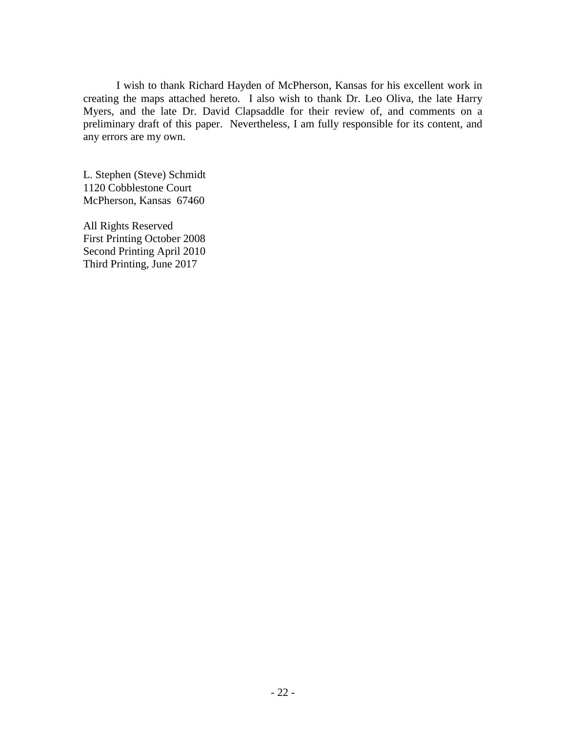I wish to thank Richard Hayden of McPherson, Kansas for his excellent work in creating the maps attached hereto. I also wish to thank Dr. Leo Oliva, the late Harry Myers, and the late Dr. David Clapsaddle for their review of, and comments on a preliminary draft of this paper. Nevertheless, I am fully responsible for its content, and any errors are my own.

L. Stephen (Steve) Schmidt
1120 Cobblestone Court
McPherson, Kansas 67460

All Rights Reserved
First Printing October 2008
Second Printing April 2010
Third Printing, June 2017